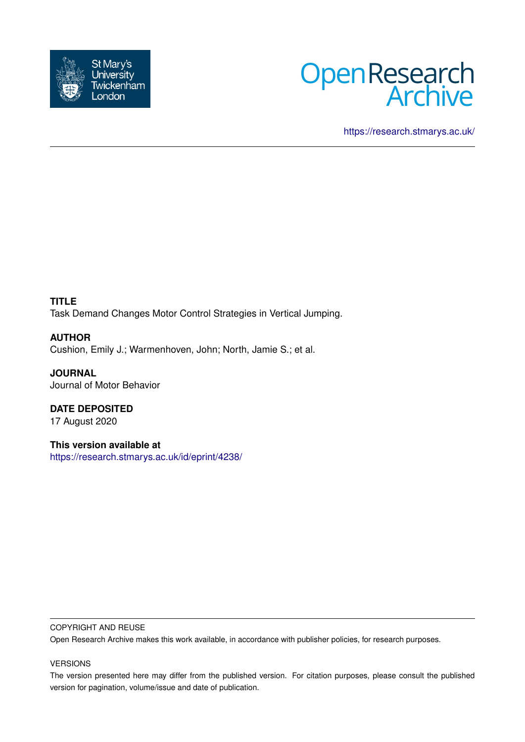St Mary's University Twickenham London

Open Research Archive

https://research.stmarys.ac.uk/

**TITLE**
Task Demand Changes Motor Control Strategies in Vertical Jumping.

**AUTHOR**
Cushion, Emily J.; Warmenhoven, John; North, Jamie S.; et al.

**JOURNAL**
Journal of Motor Behavior

**DATE DEPOSITED**
17 August 2020

**This version available at**
https://research.stmarys.ac.uk/id/eprint/4238/

COPYRIGHT AND REUSE

Open Research Archive makes this work available, in accordance with publisher policies, for research purposes.

VERSIONS

The version presented here may differ from the published version. For citation purposes, please consult the published version for pagination, volume/issue and date of publication.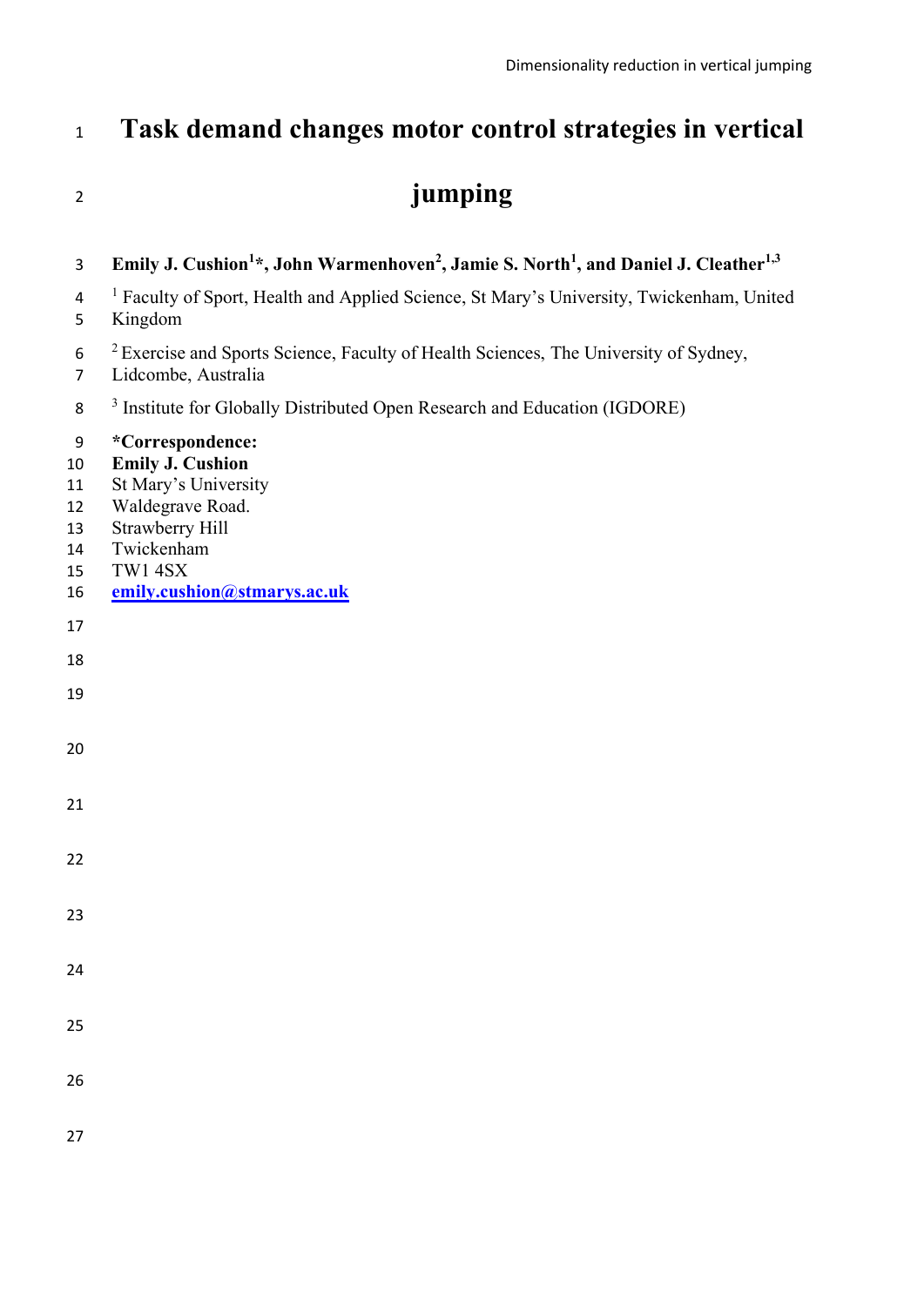# Task demand changes motor control strategies in vertical jumping

**Emily J. Cushion[1]*, John Warmenhoven[2], Jamie S. North[1], and Daniel J. Cleather[1,3]**

[1] Faculty of Sport, Health and Applied Science, St Mary's University, Twickenham, United Kingdom

[2] Exercise and Sports Science, Faculty of Health Sciences, The University of Sydney, Lidcombe, Australia

[3] Institute for Globally Distributed Open Research and Education (IGDORE)

**\*Correspondence:**
**Emily J. Cushion**
St Mary's University
Waldegrave Road.
Strawberry Hill
Twickenham
TW1 4SX
**emily.cushion@stmarys.ac.uk**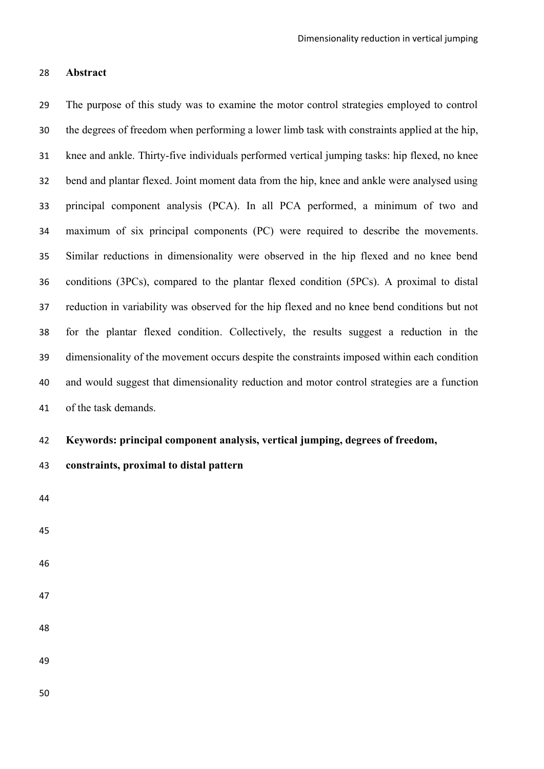## Abstract

The purpose of this study was to examine the motor control strategies employed to control the degrees of freedom when performing a lower limb task with constraints applied at the hip, knee and ankle. Thirty-five individuals performed vertical jumping tasks: hip flexed, no knee bend and plantar flexed. Joint moment data from the hip, knee and ankle were analysed using principal component analysis (PCA). In all PCA performed, a minimum of two and maximum of six principal components (PC) were required to describe the movements. Similar reductions in dimensionality were observed in the hip flexed and no knee bend conditions (3PCs), compared to the plantar flexed condition (5PCs). A proximal to distal reduction in variability was observed for the hip flexed and no knee bend conditions but not for the plantar flexed condition. Collectively, the results suggest a reduction in the dimensionality of the movement occurs despite the constraints imposed within each condition and would suggest that dimensionality reduction and motor control strategies are a function of the task demands.

**Keywords: principal component analysis, vertical jumping, degrees of freedom, constraints, proximal to distal pattern**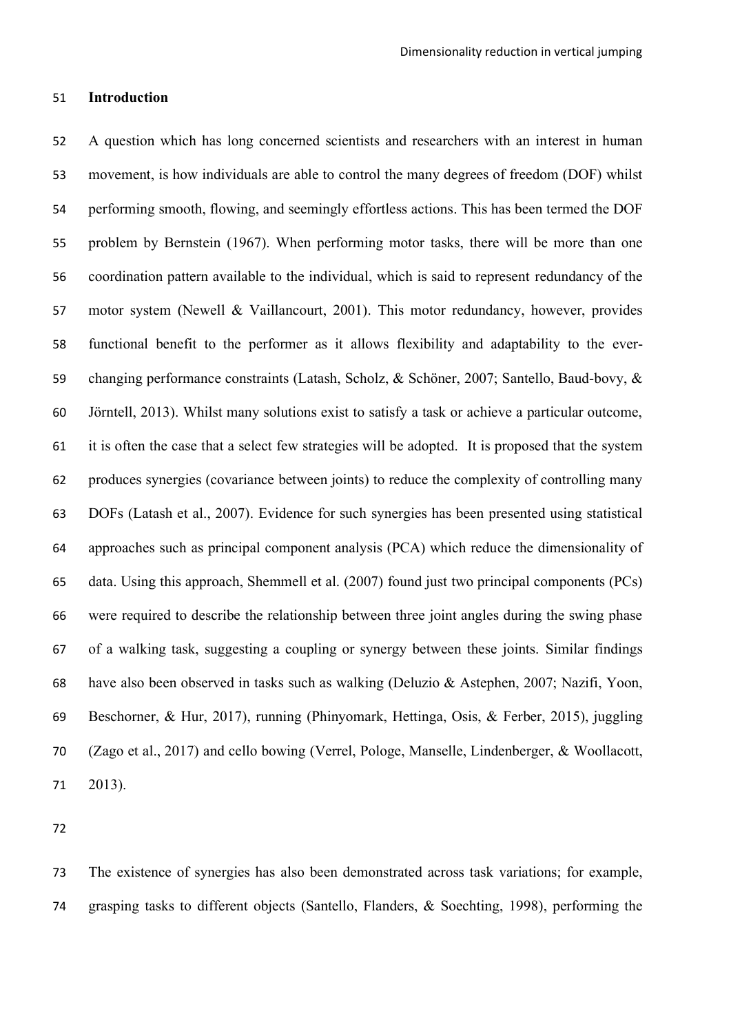## Introduction

A question which has long concerned scientists and researchers with an interest in human movement, is how individuals are able to control the many degrees of freedom (DOF) whilst performing smooth, flowing, and seemingly effortless actions. This has been termed the DOF problem by Bernstein (1967). When performing motor tasks, there will be more than one coordination pattern available to the individual, which is said to represent redundancy of the motor system (Newell & Vaillancourt, 2001). This motor redundancy, however, provides functional benefit to the performer as it allows flexibility and adaptability to the ever-changing performance constraints (Latash, Scholz, & Schöner, 2007; Santello, Baud-bovy, & Jörntell, 2013). Whilst many solutions exist to satisfy a task or achieve a particular outcome, it is often the case that a select few strategies will be adopted. It is proposed that the system produces synergies (covariance between joints) to reduce the complexity of controlling many DOFs (Latash et al., 2007). Evidence for such synergies has been presented using statistical approaches such as principal component analysis (PCA) which reduce the dimensionality of data. Using this approach, Shemmell et al. (2007) found just two principal components (PCs) were required to describe the relationship between three joint angles during the swing phase of a walking task, suggesting a coupling or synergy between these joints. Similar findings have also been observed in tasks such as walking (Deluzio & Astephen, 2007; Nazifi, Yoon, Beschorner, & Hur, 2017), running (Phinyomark, Hettinga, Osis, & Ferber, 2015), juggling (Zago et al., 2017) and cello bowing (Verrel, Pologe, Manselle, Lindenberger, & Woollacott, 2013).

The existence of synergies has also been demonstrated across task variations; for example, grasping tasks to different objects (Santello, Flanders, & Soechting, 1998), performing the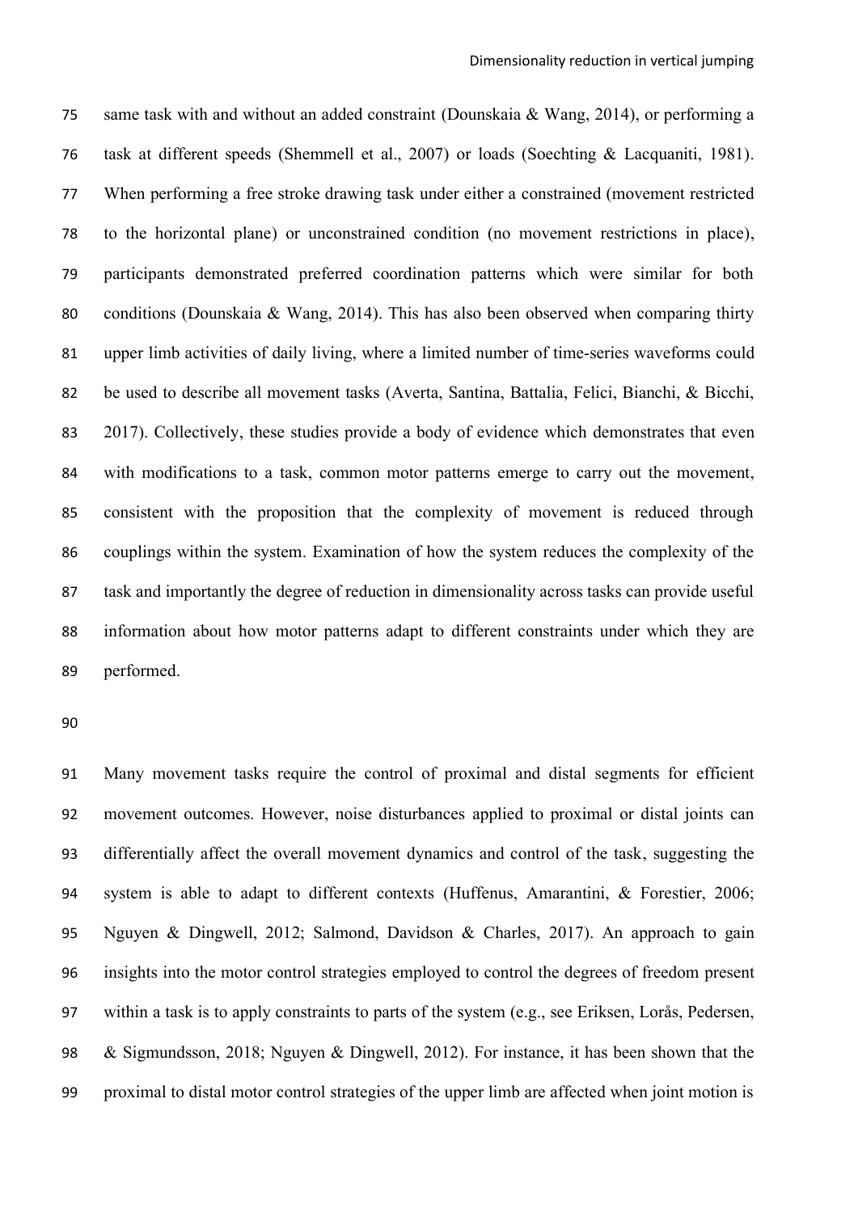same task with and without an added constraint (Dounskaia & Wang, 2014), or performing a task at different speeds (Shemmell et al., 2007) or loads (Soechting & Lacquaniti, 1981). When performing a free stroke drawing task under either a constrained (movement restricted to the horizontal plane) or unconstrained condition (no movement restrictions in place), participants demonstrated preferred coordination patterns which were similar for both conditions (Dounskaia & Wang, 2014). This has also been observed when comparing thirty upper limb activities of daily living, where a limited number of time-series waveforms could be used to describe all movement tasks (Averta, Santina, Battalia, Felici, Bianchi, & Bicchi, 2017). Collectively, these studies provide a body of evidence which demonstrates that even with modifications to a task, common motor patterns emerge to carry out the movement, consistent with the proposition that the complexity of movement is reduced through couplings within the system. Examination of how the system reduces the complexity of the task and importantly the degree of reduction in dimensionality across tasks can provide useful information about how motor patterns adapt to different constraints under which they are performed.

Many movement tasks require the control of proximal and distal segments for efficient movement outcomes. However, noise disturbances applied to proximal or distal joints can differentially affect the overall movement dynamics and control of the task, suggesting the system is able to adapt to different contexts (Huffenus, Amarantini, & Forestier, 2006; Nguyen & Dingwell, 2012; Salmond, Davidson & Charles, 2017). An approach to gain insights into the motor control strategies employed to control the degrees of freedom present within a task is to apply constraints to parts of the system (e.g., see Eriksen, Lorås, Pedersen, & Sigmundsson, 2018; Nguyen & Dingwell, 2012). For instance, it has been shown that the proximal to distal motor control strategies of the upper limb are affected when joint motion is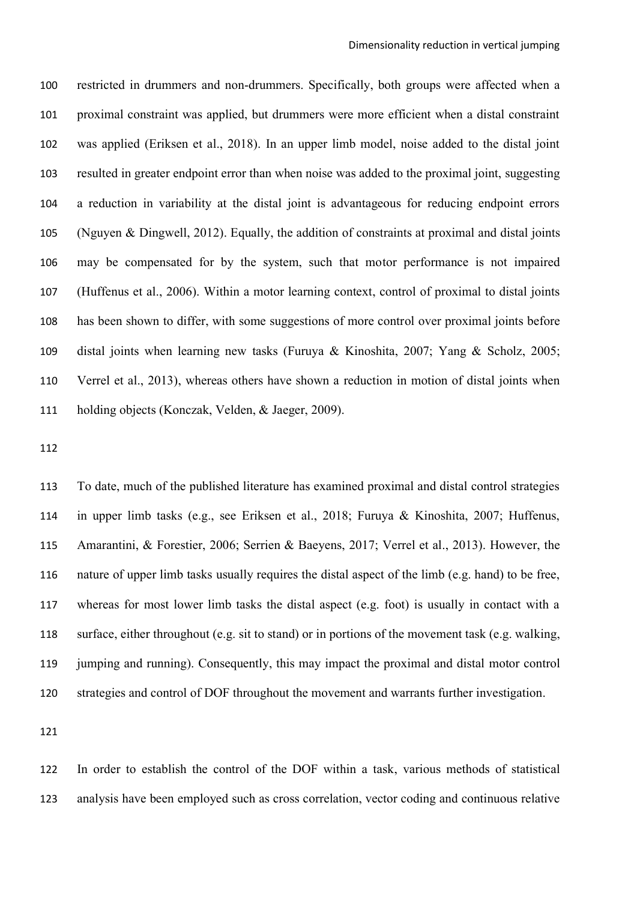restricted in drummers and non-drummers. Specifically, both groups were affected when a proximal constraint was applied, but drummers were more efficient when a distal constraint was applied (Eriksen et al., 2018). In an upper limb model, noise added to the distal joint resulted in greater endpoint error than when noise was added to the proximal joint, suggesting a reduction in variability at the distal joint is advantageous for reducing endpoint errors (Nguyen & Dingwell, 2012). Equally, the addition of constraints at proximal and distal joints may be compensated for by the system, such that motor performance is not impaired (Huffenus et al., 2006). Within a motor learning context, control of proximal to distal joints has been shown to differ, with some suggestions of more control over proximal joints before distal joints when learning new tasks (Furuya & Kinoshita, 2007; Yang & Scholz, 2005; Verrel et al., 2013), whereas others have shown a reduction in motion of distal joints when holding objects (Konczak, Velden, & Jaeger, 2009).

To date, much of the published literature has examined proximal and distal control strategies in upper limb tasks (e.g., see Eriksen et al., 2018; Furuya & Kinoshita, 2007; Huffenus, Amarantini, & Forestier, 2006; Serrien & Baeyens, 2017; Verrel et al., 2013). However, the nature of upper limb tasks usually requires the distal aspect of the limb (e.g. hand) to be free, whereas for most lower limb tasks the distal aspect (e.g. foot) is usually in contact with a surface, either throughout (e.g. sit to stand) or in portions of the movement task (e.g. walking, jumping and running). Consequently, this may impact the proximal and distal motor control strategies and control of DOF throughout the movement and warrants further investigation.

In order to establish the control of the DOF within a task, various methods of statistical analysis have been employed such as cross correlation, vector coding and continuous relative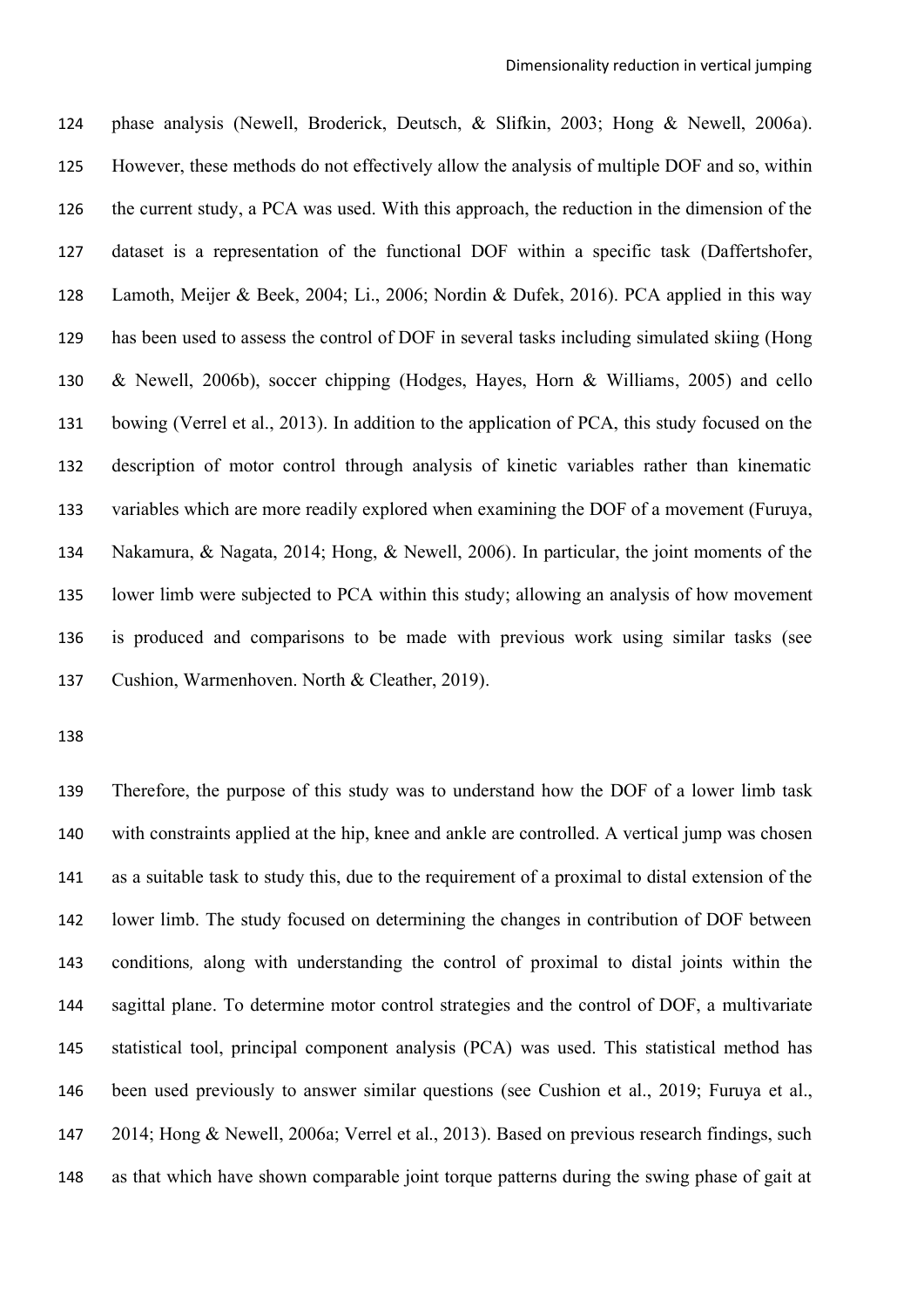phase analysis (Newell, Broderick, Deutsch, & Slifkin, 2003; Hong & Newell, 2006a). However, these methods do not effectively allow the analysis of multiple DOF and so, within the current study, a PCA was used. With this approach, the reduction in the dimension of the dataset is a representation of the functional DOF within a specific task (Daffertshofer, Lamoth, Meijer & Beek, 2004; Li., 2006; Nordin & Dufek, 2016). PCA applied in this way has been used to assess the control of DOF in several tasks including simulated skiing (Hong & Newell, 2006b), soccer chipping (Hodges, Hayes, Horn & Williams, 2005) and cello bowing (Verrel et al., 2013). In addition to the application of PCA, this study focused on the description of motor control through analysis of kinetic variables rather than kinematic variables which are more readily explored when examining the DOF of a movement (Furuya, Nakamura, & Nagata, 2014; Hong, & Newell, 2006). In particular, the joint moments of the lower limb were subjected to PCA within this study; allowing an analysis of how movement is produced and comparisons to be made with previous work using similar tasks (see Cushion, Warmenhoven. North & Cleather, 2019).

Therefore, the purpose of this study was to understand how the DOF of a lower limb task with constraints applied at the hip, knee and ankle are controlled. A vertical jump was chosen as a suitable task to study this, due to the requirement of a proximal to distal extension of the lower limb. The study focused on determining the changes in contribution of DOF between conditions, along with understanding the control of proximal to distal joints within the sagittal plane. To determine motor control strategies and the control of DOF, a multivariate statistical tool, principal component analysis (PCA) was used. This statistical method has been used previously to answer similar questions (see Cushion et al., 2019; Furuya et al., 2014; Hong & Newell, 2006a; Verrel et al., 2013). Based on previous research findings, such as that which have shown comparable joint torque patterns during the swing phase of gait at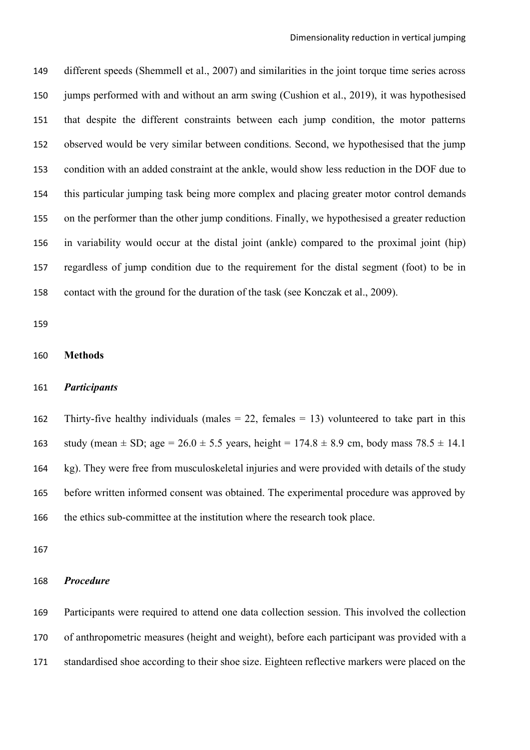different speeds (Shemmell et al., 2007) and similarities in the joint torque time series across jumps performed with and without an arm swing (Cushion et al., 2019), it was hypothesised that despite the different constraints between each jump condition, the motor patterns observed would be very similar between conditions. Second, we hypothesised that the jump condition with an added constraint at the ankle, would show less reduction in the DOF due to this particular jumping task being more complex and placing greater motor control demands on the performer than the other jump conditions. Finally, we hypothesised a greater reduction in variability would occur at the distal joint (ankle) compared to the proximal joint (hip) regardless of jump condition due to the requirement for the distal segment (foot) to be in contact with the ground for the duration of the task (see Konczak et al., 2009).

## Methods

### *Participants*

Thirty-five healthy individuals (males = 22, females = 13) volunteered to take part in this study (mean ± SD; age = 26.0 ± 5.5 years, height = 174.8 ± 8.9 cm, body mass 78.5 ± 14.1 kg). They were free from musculoskeletal injuries and were provided with details of the study before written informed consent was obtained. The experimental procedure was approved by the ethics sub-committee at the institution where the research took place.

### *Procedure*

Participants were required to attend one data collection session. This involved the collection of anthropometric measures (height and weight), before each participant was provided with a standardised shoe according to their shoe size. Eighteen reflective markers were placed on the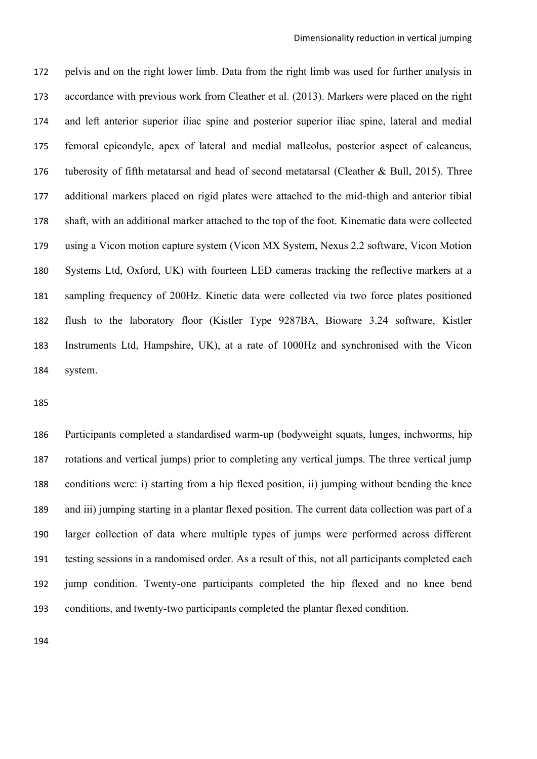pelvis and on the right lower limb. Data from the right limb was used for further analysis in accordance with previous work from Cleather et al. (2013). Markers were placed on the right and left anterior superior iliac spine and posterior superior iliac spine, lateral and medial femoral epicondyle, apex of lateral and medial malleolus, posterior aspect of calcaneus, tuberosity of fifth metatarsal and head of second metatarsal (Cleather & Bull, 2015). Three additional markers placed on rigid plates were attached to the mid-thigh and anterior tibial shaft, with an additional marker attached to the top of the foot. Kinematic data were collected using a Vicon motion capture system (Vicon MX System, Nexus 2.2 software, Vicon Motion Systems Ltd, Oxford, UK) with fourteen LED cameras tracking the reflective markers at a sampling frequency of 200Hz. Kinetic data were collected via two force plates positioned flush to the laboratory floor (Kistler Type 9287BA, Bioware 3.24 software, Kistler Instruments Ltd, Hampshire, UK), at a rate of 1000Hz and synchronised with the Vicon system.

Participants completed a standardised warm-up (bodyweight squats, lunges, inchworms, hip rotations and vertical jumps) prior to completing any vertical jumps. The three vertical jump conditions were: i) starting from a hip flexed position, ii) jumping without bending the knee and iii) jumping starting in a plantar flexed position. The current data collection was part of a larger collection of data where multiple types of jumps were performed across different testing sessions in a randomised order. As a result of this, not all participants completed each jump condition. Twenty-one participants completed the hip flexed and no knee bend conditions, and twenty-two participants completed the plantar flexed condition.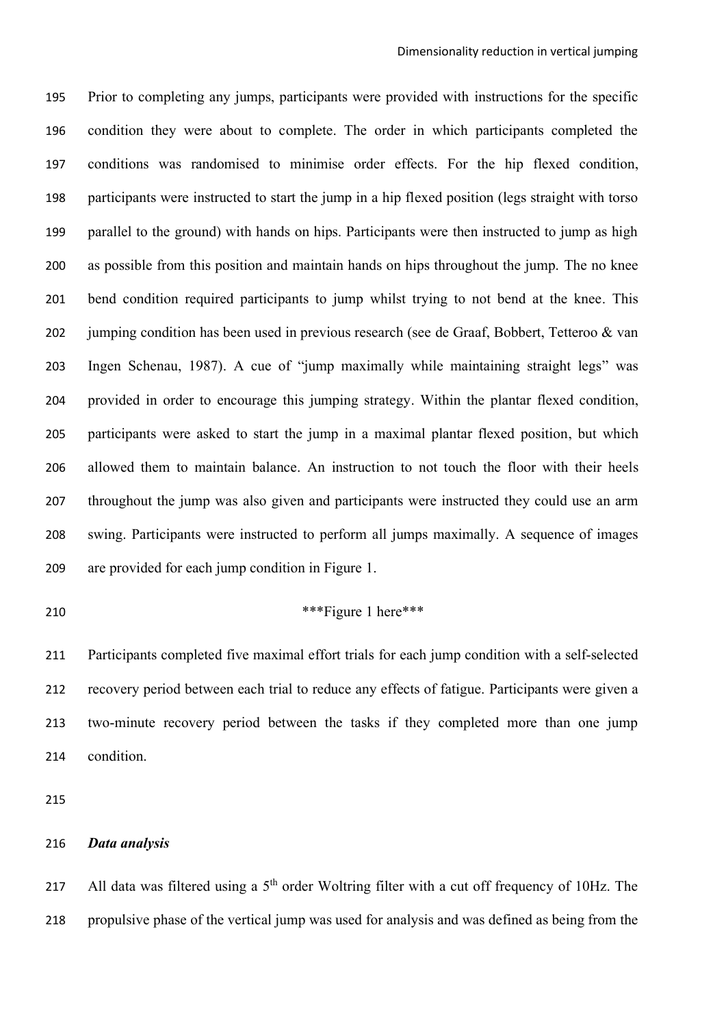Prior to completing any jumps, participants were provided with instructions for the specific condition they were about to complete. The order in which participants completed the conditions was randomised to minimise order effects. For the hip flexed condition, participants were instructed to start the jump in a hip flexed position (legs straight with torso parallel to the ground) with hands on hips. Participants were then instructed to jump as high as possible from this position and maintain hands on hips throughout the jump. The no knee bend condition required participants to jump whilst trying to not bend at the knee. This jumping condition has been used in previous research (see de Graaf, Bobbert, Tetteroo & van Ingen Schenau, 1987). A cue of "jump maximally while maintaining straight legs" was provided in order to encourage this jumping strategy. Within the plantar flexed condition, participants were asked to start the jump in a maximal plantar flexed position, but which allowed them to maintain balance. An instruction to not touch the floor with their heels throughout the jump was also given and participants were instructed they could use an arm swing. Participants were instructed to perform all jumps maximally. A sequence of images are provided for each jump condition in Figure 1.

***Figure 1 here***

Participants completed five maximal effort trials for each jump condition with a self-selected recovery period between each trial to reduce any effects of fatigue. Participants were given a two-minute recovery period between the tasks if they completed more than one jump condition.

### *Data analysis*

All data was filtered using a 5th order Woltring filter with a cut off frequency of 10Hz. The propulsive phase of the vertical jump was used for analysis and was defined as being from the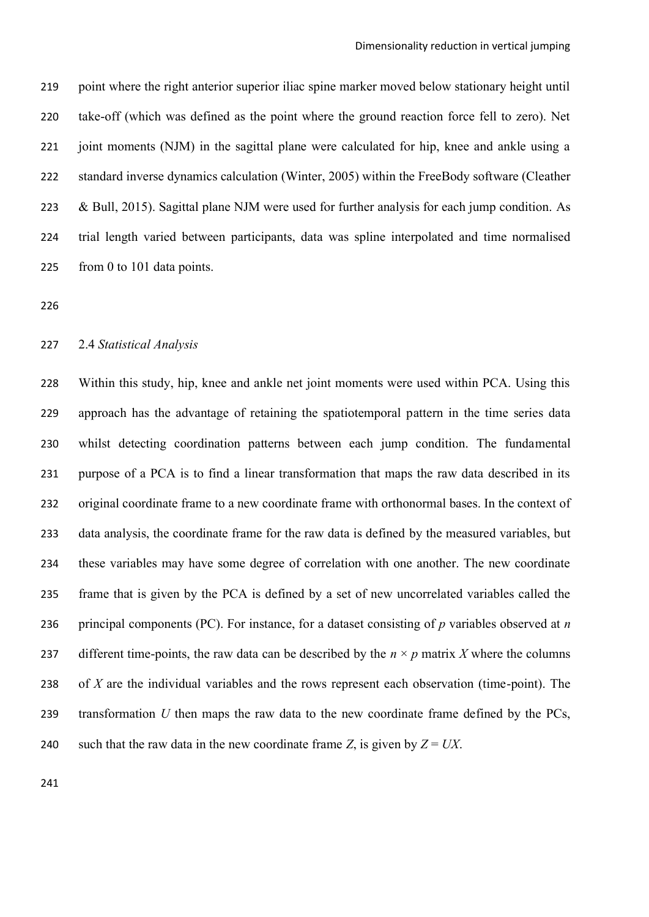point where the right anterior superior iliac spine marker moved below stationary height until take-off (which was defined as the point where the ground reaction force fell to zero). Net joint moments (NJM) in the sagittal plane were calculated for hip, knee and ankle using a standard inverse dynamics calculation (Winter, 2005) within the FreeBody software (Cleather & Bull, 2015). Sagittal plane NJM were used for further analysis for each jump condition. As trial length varied between participants, data was spline interpolated and time normalised from 0 to 101 data points.

### 2.4 *Statistical Analysis*

Within this study, hip, knee and ankle net joint moments were used within PCA. Using this approach has the advantage of retaining the spatiotemporal pattern in the time series data whilst detecting coordination patterns between each jump condition. The fundamental purpose of a PCA is to find a linear transformation that maps the raw data described in its original coordinate frame to a new coordinate frame with orthonormal bases. In the context of data analysis, the coordinate frame for the raw data is defined by the measured variables, but these variables may have some degree of correlation with one another. The new coordinate frame that is given by the PCA is defined by a set of new uncorrelated variables called the principal components (PC). For instance, for a dataset consisting of $p$ variables observed at $n$ different time-points, the raw data can be described by the $n \times p$ matrix $X$ where the columns of $X$ are the individual variables and the rows represent each observation (time-point). The transformation $U$ then maps the raw data to the new coordinate frame defined by the PCs, such that the raw data in the new coordinate frame $Z$, is given by $Z = UX$.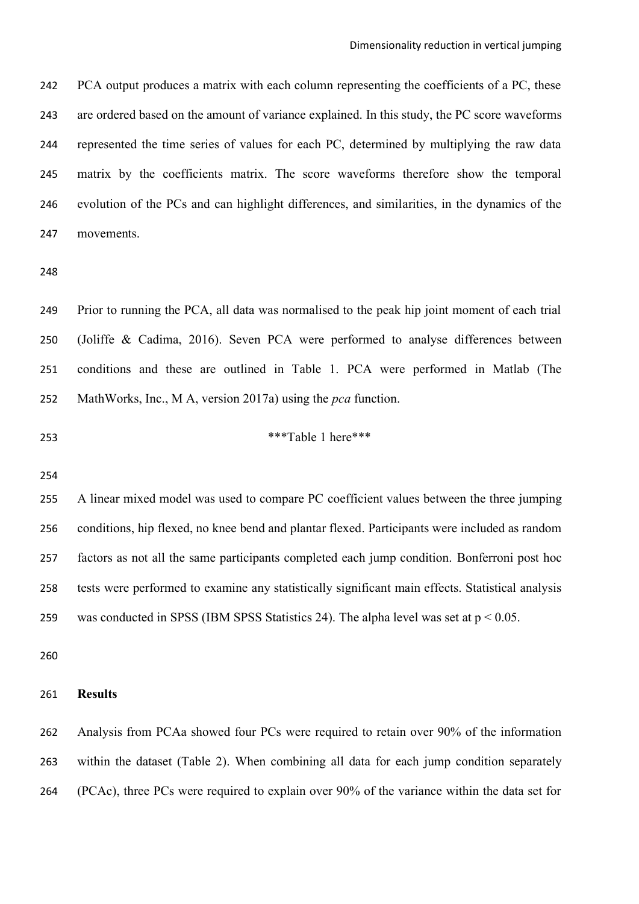PCA output produces a matrix with each column representing the coefficients of a PC, these are ordered based on the amount of variance explained. In this study, the PC score waveforms represented the time series of values for each PC, determined by multiplying the raw data matrix by the coefficients matrix. The score waveforms therefore show the temporal evolution of the PCs and can highlight differences, and similarities, in the dynamics of the movements.

Prior to running the PCA, all data was normalised to the peak hip joint moment of each trial (Joliffe & Cadima, 2016). Seven PCA were performed to analyse differences between conditions and these are outlined in Table 1. PCA were performed in Matlab (The MathWorks, Inc., M A, version 2017a) using the *pca* function.

\*\*\*Table 1 here\*\*\*

A linear mixed model was used to compare PC coefficient values between the three jumping conditions, hip flexed, no knee bend and plantar flexed. Participants were included as random factors as not all the same participants completed each jump condition. Bonferroni post hoc tests were performed to examine any statistically significant main effects. Statistical analysis was conducted in SPSS (IBM SPSS Statistics 24). The alpha level was set at $p < 0.05$.

## Results

Analysis from PCAa showed four PCs were required to retain over 90% of the information within the dataset (Table 2). When combining all data for each jump condition separately (PCAc), three PCs were required to explain over 90% of the variance within the data set for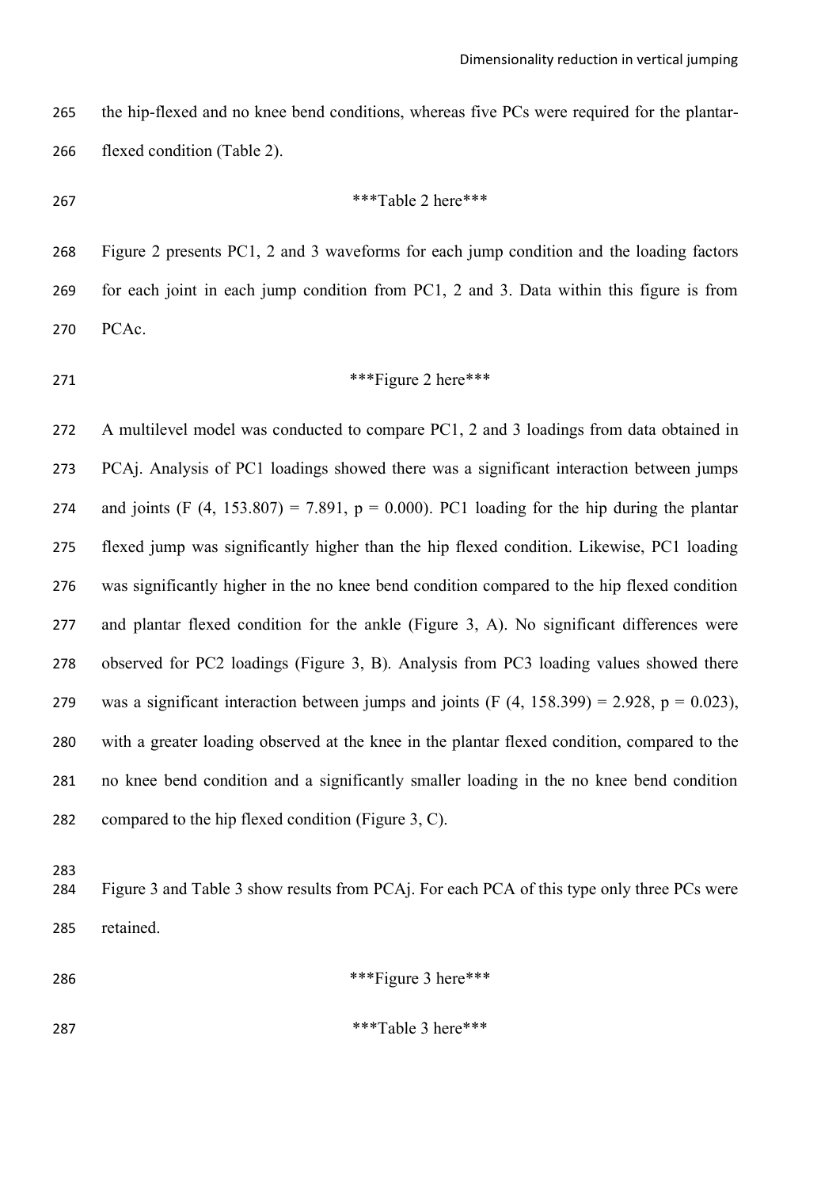the hip-flexed and no knee bend conditions, whereas five PCs were required for the plantar-flexed condition (Table 2).

***Table 2 here***

Figure 2 presents PC1, 2 and 3 waveforms for each jump condition and the loading factors for each joint in each jump condition from PC1, 2 and 3. Data within this figure is from PCAc.

***Figure 2 here***

A multilevel model was conducted to compare PC1, 2 and 3 loadings from data obtained in PCAj. Analysis of PC1 loadings showed there was a significant interaction between jumps and joints ($F$ (4, 153.807) = 7.891, $p$ = 0.000). PC1 loading for the hip during the plantar flexed jump was significantly higher than the hip flexed condition. Likewise, PC1 loading was significantly higher in the no knee bend condition compared to the hip flexed condition and plantar flexed condition for the ankle (Figure 3, A). No significant differences were observed for PC2 loadings (Figure 3, B). Analysis from PC3 loading values showed there was a significant interaction between jumps and joints ($F$ (4, 158.399) = 2.928, $p$ = 0.023), with a greater loading observed at the knee in the plantar flexed condition, compared to the no knee bend condition and a significantly smaller loading in the no knee bend condition compared to the hip flexed condition (Figure 3, C).

Figure 3 and Table 3 show results from PCAj. For each PCA of this type only three PCs were retained.

***Figure 3 here***

***Table 3 here***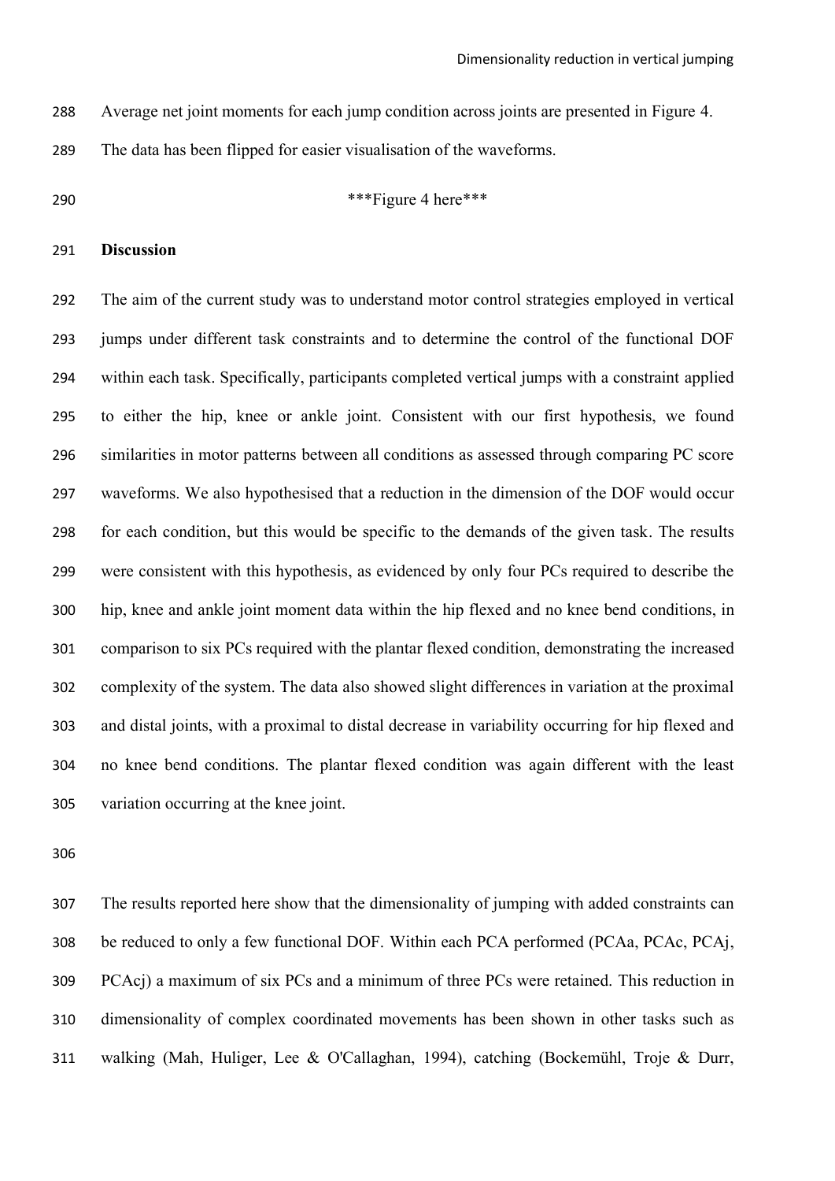Average net joint moments for each jump condition across joints are presented in Figure 4. The data has been flipped for easier visualisation of the waveforms.

***Figure 4 here***

## Discussion

The aim of the current study was to understand motor control strategies employed in vertical jumps under different task constraints and to determine the control of the functional DOF within each task. Specifically, participants completed vertical jumps with a constraint applied to either the hip, knee or ankle joint. Consistent with our first hypothesis, we found similarities in motor patterns between all conditions as assessed through comparing PC score waveforms. We also hypothesised that a reduction in the dimension of the DOF would occur for each condition, but this would be specific to the demands of the given task. The results were consistent with this hypothesis, as evidenced by only four PCs required to describe the hip, knee and ankle joint moment data within the hip flexed and no knee bend conditions, in comparison to six PCs required with the plantar flexed condition, demonstrating the increased complexity of the system. The data also showed slight differences in variation at the proximal and distal joints, with a proximal to distal decrease in variability occurring for hip flexed and no knee bend conditions. The plantar flexed condition was again different with the least variation occurring at the knee joint.

The results reported here show that the dimensionality of jumping with added constraints can be reduced to only a few functional DOF. Within each PCA performed (PCAa, PCAc, PCAj, PCAcj) a maximum of six PCs and a minimum of three PCs were retained. This reduction in dimensionality of complex coordinated movements has been shown in other tasks such as walking (Mah, Huliger, Lee & O'Callaghan, 1994), catching (Bockemühl, Troje & Durr,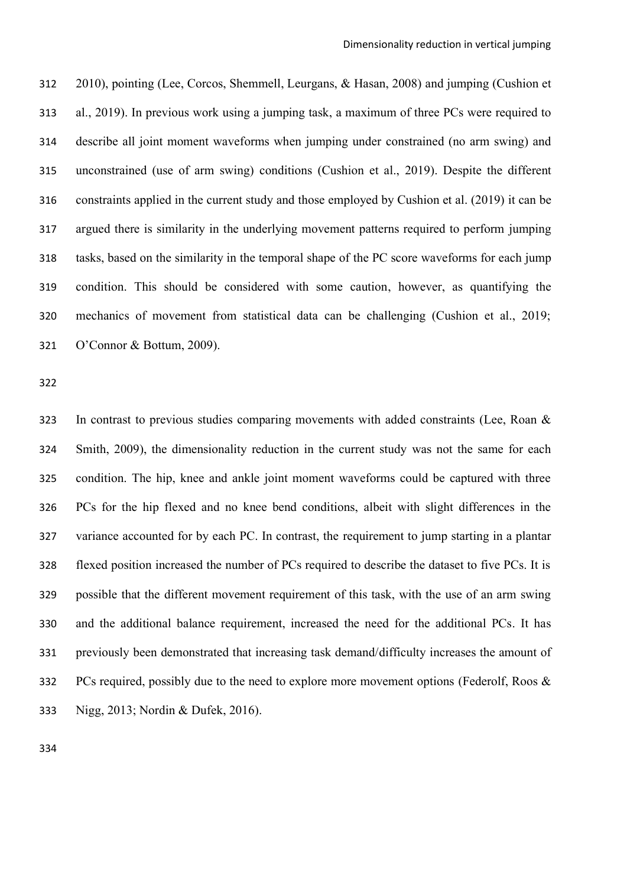2010), pointing (Lee, Corcos, Shemmell, Leurgans, & Hasan, 2008) and jumping (Cushion et al., 2019). In previous work using a jumping task, a maximum of three PCs were required to describe all joint moment waveforms when jumping under constrained (no arm swing) and unconstrained (use of arm swing) conditions (Cushion et al., 2019). Despite the different constraints applied in the current study and those employed by Cushion et al. (2019) it can be argued there is similarity in the underlying movement patterns required to perform jumping tasks, based on the similarity in the temporal shape of the PC score waveforms for each jump condition. This should be considered with some caution, however, as quantifying the mechanics of movement from statistical data can be challenging (Cushion et al., 2019; O'Connor & Bottum, 2009).

In contrast to previous studies comparing movements with added constraints (Lee, Roan & Smith, 2009), the dimensionality reduction in the current study was not the same for each condition. The hip, knee and ankle joint moment waveforms could be captured with three PCs for the hip flexed and no knee bend conditions, albeit with slight differences in the variance accounted for by each PC. In contrast, the requirement to jump starting in a plantar flexed position increased the number of PCs required to describe the dataset to five PCs. It is possible that the different movement requirement of this task, with the use of an arm swing and the additional balance requirement, increased the need for the additional PCs. It has previously been demonstrated that increasing task demand/difficulty increases the amount of PCs required, possibly due to the need to explore more movement options (Federolf, Roos & Nigg, 2013; Nordin & Dufek, 2016).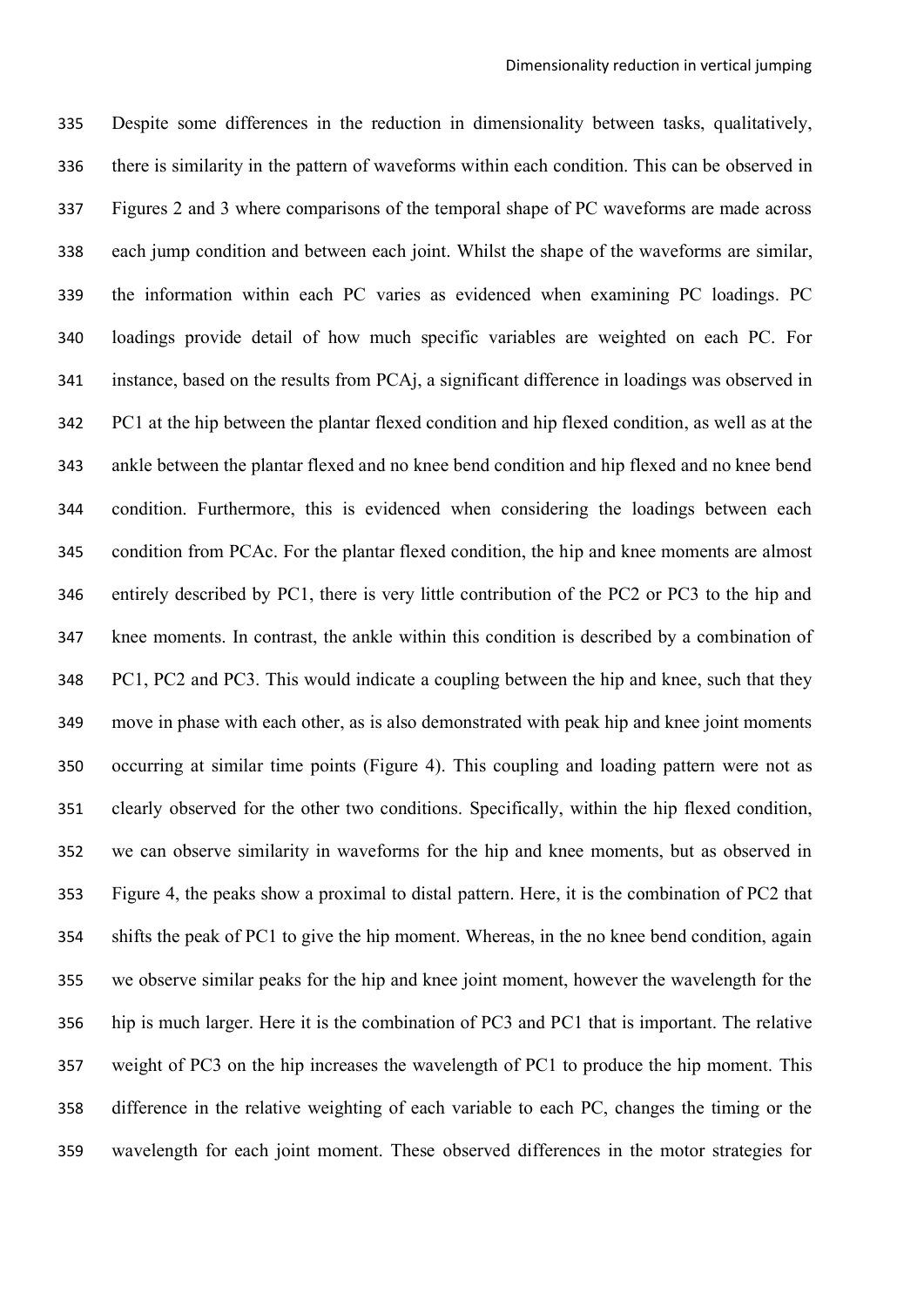Despite some differences in the reduction in dimensionality between tasks, qualitatively, there is similarity in the pattern of waveforms within each condition. This can be observed in Figures 2 and 3 where comparisons of the temporal shape of PC waveforms are made across each jump condition and between each joint. Whilst the shape of the waveforms are similar, the information within each PC varies as evidenced when examining PC loadings. PC loadings provide detail of how much specific variables are weighted on each PC. For instance, based on the results from PCAj, a significant difference in loadings was observed in PC1 at the hip between the plantar flexed condition and hip flexed condition, as well as at the ankle between the plantar flexed and no knee bend condition and hip flexed and no knee bend condition. Furthermore, this is evidenced when considering the loadings between each condition from PCAc. For the plantar flexed condition, the hip and knee moments are almost entirely described by PC1, there is very little contribution of the PC2 or PC3 to the hip and knee moments. In contrast, the ankle within this condition is described by a combination of PC1, PC2 and PC3. This would indicate a coupling between the hip and knee, such that they move in phase with each other, as is also demonstrated with peak hip and knee joint moments occurring at similar time points (Figure 4). This coupling and loading pattern were not as clearly observed for the other two conditions. Specifically, within the hip flexed condition, we can observe similarity in waveforms for the hip and knee moments, but as observed in Figure 4, the peaks show a proximal to distal pattern. Here, it is the combination of PC2 that shifts the peak of PC1 to give the hip moment. Whereas, in the no knee bend condition, again we observe similar peaks for the hip and knee joint moment, however the wavelength for the hip is much larger. Here it is the combination of PC3 and PC1 that is important. The relative weight of PC3 on the hip increases the wavelength of PC1 to produce the hip moment. This difference in the relative weighting of each variable to each PC, changes the timing or the wavelength for each joint moment. These observed differences in the motor strategies for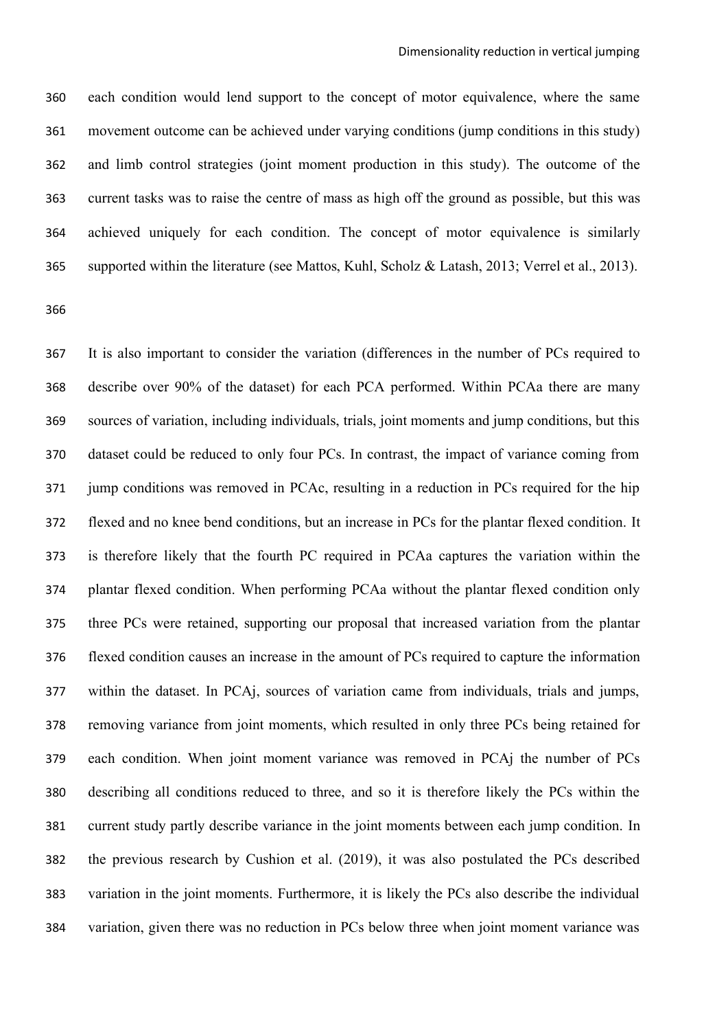each condition would lend support to the concept of motor equivalence, where the same movement outcome can be achieved under varying conditions (jump conditions in this study) and limb control strategies (joint moment production in this study). The outcome of the current tasks was to raise the centre of mass as high off the ground as possible, but this was achieved uniquely for each condition. The concept of motor equivalence is similarly supported within the literature (see Mattos, Kuhl, Scholz & Latash, 2013; Verrel et al., 2013).

It is also important to consider the variation (differences in the number of PCs required to describe over 90% of the dataset) for each PCA performed. Within PCAa there are many sources of variation, including individuals, trials, joint moments and jump conditions, but this dataset could be reduced to only four PCs. In contrast, the impact of variance coming from jump conditions was removed in PCAc, resulting in a reduction in PCs required for the hip flexed and no knee bend conditions, but an increase in PCs for the plantar flexed condition. It is therefore likely that the fourth PC required in PCAa captures the variation within the plantar flexed condition. When performing PCAa without the plantar flexed condition only three PCs were retained, supporting our proposal that increased variation from the plantar flexed condition causes an increase in the amount of PCs required to capture the information within the dataset. In PCAj, sources of variation came from individuals, trials and jumps, removing variance from joint moments, which resulted in only three PCs being retained for each condition. When joint moment variance was removed in PCAj the number of PCs describing all conditions reduced to three, and so it is therefore likely the PCs within the current study partly describe variance in the joint moments between each jump condition. In the previous research by Cushion et al. (2019), it was also postulated the PCs described variation in the joint moments. Furthermore, it is likely the PCs also describe the individual variation, given there was no reduction in PCs below three when joint moment variance was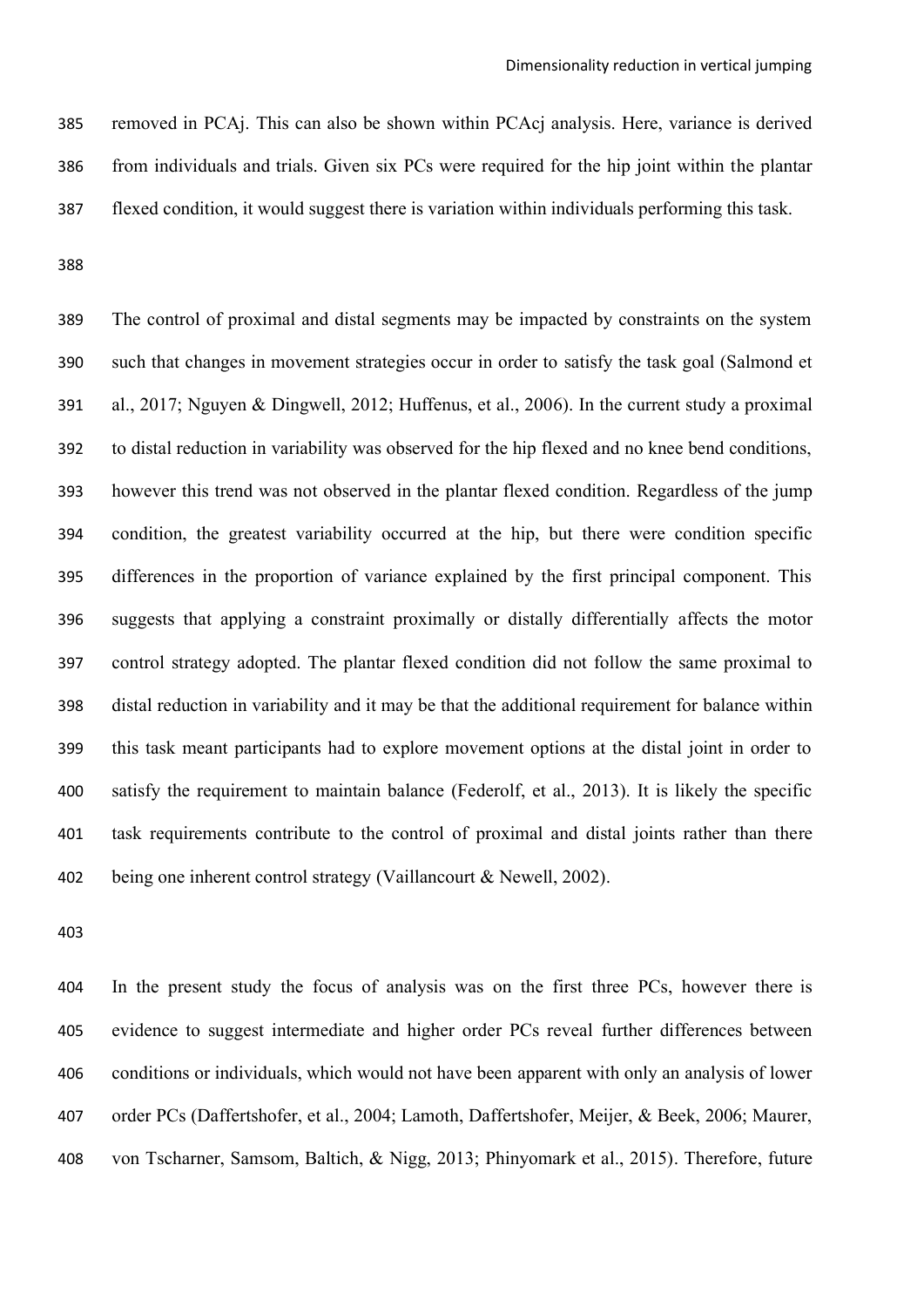removed in PCAj. This can also be shown within PCAcj analysis. Here, variance is derived from individuals and trials. Given six PCs were required for the hip joint within the plantar flexed condition, it would suggest there is variation within individuals performing this task.

The control of proximal and distal segments may be impacted by constraints on the system such that changes in movement strategies occur in order to satisfy the task goal (Salmond et al., 2017; Nguyen & Dingwell, 2012; Huffenus, et al., 2006). In the current study a proximal to distal reduction in variability was observed for the hip flexed and no knee bend conditions, however this trend was not observed in the plantar flexed condition. Regardless of the jump condition, the greatest variability occurred at the hip, but there were condition specific differences in the proportion of variance explained by the first principal component. This suggests that applying a constraint proximally or distally differentially affects the motor control strategy adopted. The plantar flexed condition did not follow the same proximal to distal reduction in variability and it may be that the additional requirement for balance within this task meant participants had to explore movement options at the distal joint in order to satisfy the requirement to maintain balance (Federolf, et al., 2013). It is likely the specific task requirements contribute to the control of proximal and distal joints rather than there being one inherent control strategy (Vaillancourt & Newell, 2002).

In the present study the focus of analysis was on the first three PCs, however there is evidence to suggest intermediate and higher order PCs reveal further differences between conditions or individuals, which would not have been apparent with only an analysis of lower order PCs (Daffertshofer, et al., 2004; Lamoth, Daffertshofer, Meijer, & Beek, 2006; Maurer, von Tscharner, Samsom, Baltich, & Nigg, 2013; Phinyomark et al., 2015). Therefore, future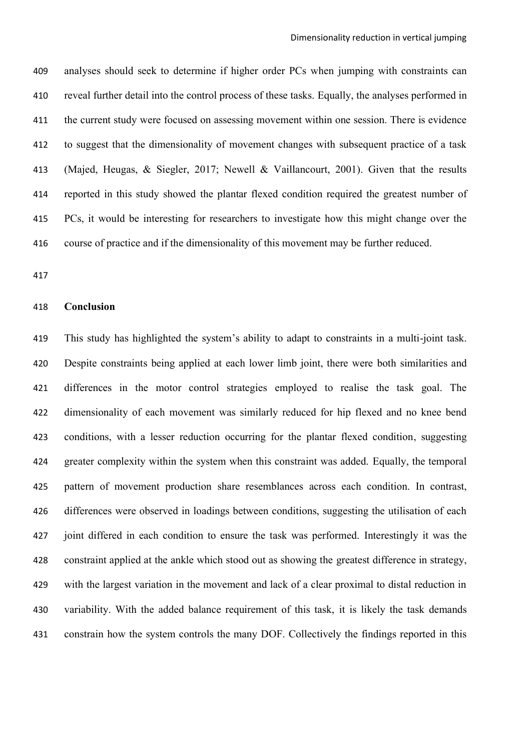analyses should seek to determine if higher order PCs when jumping with constraints can reveal further detail into the control process of these tasks. Equally, the analyses performed in the current study were focused on assessing movement within one session. There is evidence to suggest that the dimensionality of movement changes with subsequent practice of a task (Majed, Heugas, & Siegler, 2017; Newell & Vaillancourt, 2001). Given that the results reported in this study showed the plantar flexed condition required the greatest number of PCs, it would be interesting for researchers to investigate how this might change over the course of practice and if the dimensionality of this movement may be further reduced.

## Conclusion

This study has highlighted the system's ability to adapt to constraints in a multi-joint task. Despite constraints being applied at each lower limb joint, there were both similarities and differences in the motor control strategies employed to realise the task goal. The dimensionality of each movement was similarly reduced for hip flexed and no knee bend conditions, with a lesser reduction occurring for the plantar flexed condition, suggesting greater complexity within the system when this constraint was added. Equally, the temporal pattern of movement production share resemblances across each condition. In contrast, differences were observed in loadings between conditions, suggesting the utilisation of each joint differed in each condition to ensure the task was performed. Interestingly it was the constraint applied at the ankle which stood out as showing the greatest difference in strategy, with the largest variation in the movement and lack of a clear proximal to distal reduction in variability. With the added balance requirement of this task, it is likely the task demands constrain how the system controls the many DOF. Collectively the findings reported in this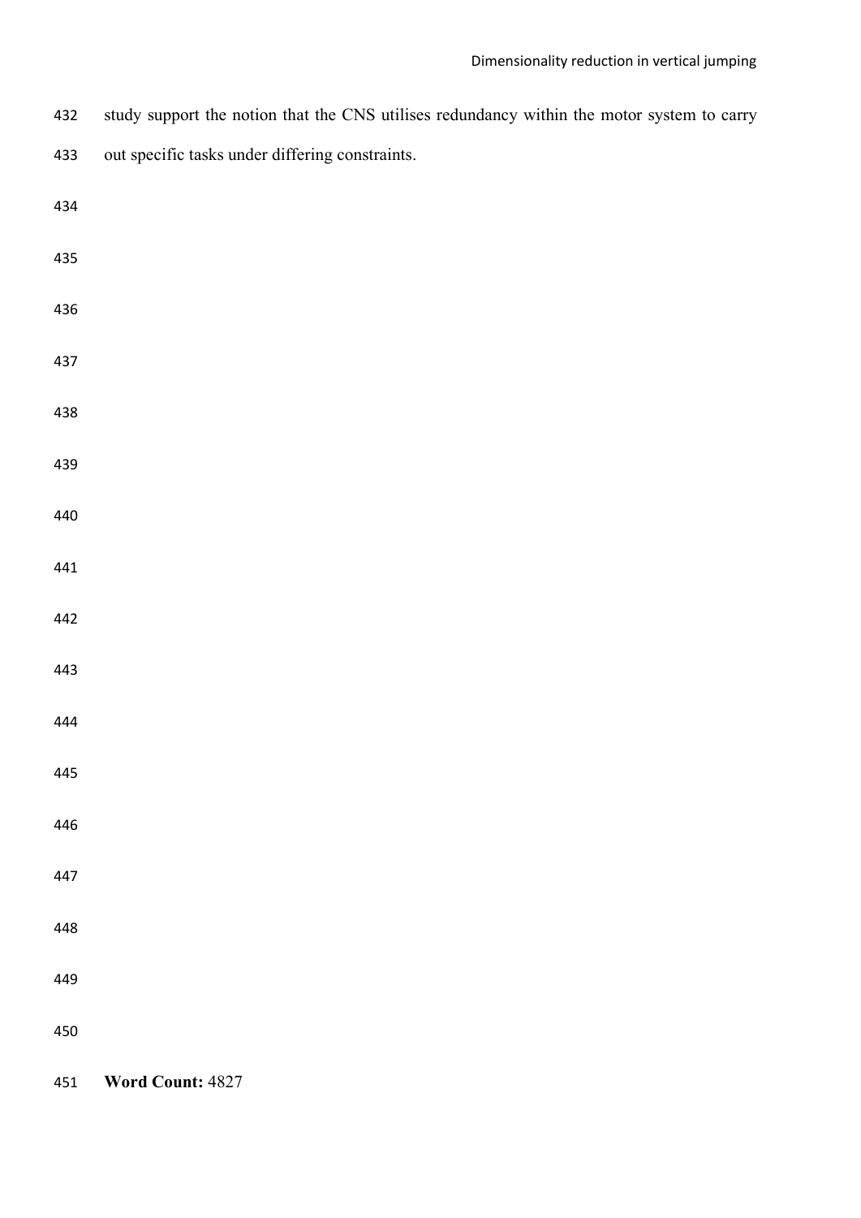study support the notion that the CNS utilises redundancy within the motor system to carry out specific tasks under differing constraints.

**Word Count:** 4827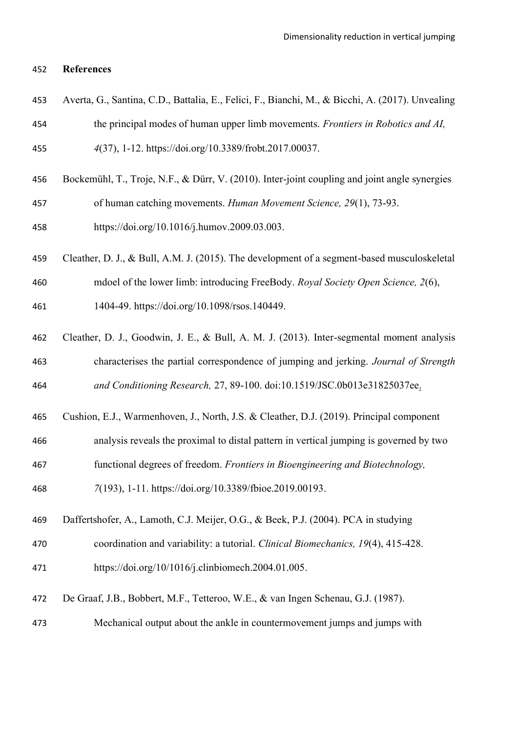## References

Averta, G., Santina, C.D., Battalia, E., Felici, F., Bianchi, M., & Bicchi, A. (2017). Unvealing the principal modes of human upper limb movements. *Frontiers in Robotics and AI, 4*(37), 1-12. https://doi.org/10.3389/frobt.2017.00037.

Bockemühl, T., Troje, N.F., & Dürr, V. (2010). Inter-joint coupling and joint angle synergies of human catching movements. *Human Movement Science, 29*(1), 73-93. https://doi.org/10.1016/j.humov.2009.03.003.

Cleather, D. J., & Bull, A.M. J. (2015). The development of a segment-based musculoskeletal mdoel of the lower limb: introducing FreeBody. *Royal Society Open Science, 2*(6), 1404-49. https://doi.org/10.1098/rsos.140449.

Cleather, D. J., Goodwin, J. E., & Bull, A. M. J. (2013). Inter-segmental moment analysis characterises the partial correspondence of jumping and jerking. *Journal of Strength and Conditioning Research,* 27, 89-100. doi:10.1519/JSC.0b013e31825037ee.

Cushion, E.J., Warmenhoven, J., North, J.S. & Cleather, D.J. (2019). Principal component analysis reveals the proximal to distal pattern in vertical jumping is governed by two functional degrees of freedom. *Frontiers in Bioengineering and Biotechnology, 7*(193), 1-11. https://doi.org/10.3389/fbioe.2019.00193.

Daffertshofer, A., Lamoth, C.J. Meijer, O.G., & Beek, P.J. (2004). PCA in studying coordination and variability: a tutorial. *Clinical Biomechanics, 19*(4), 415-428. https://doi.org/10/1016/j.clinbiomech.2004.01.005.

De Graaf, J.B., Bobbert, M.F., Tetteroo, W.E., & van Ingen Schenau, G.J. (1987). Mechanical output about the ankle in countermovement jumps and jumps with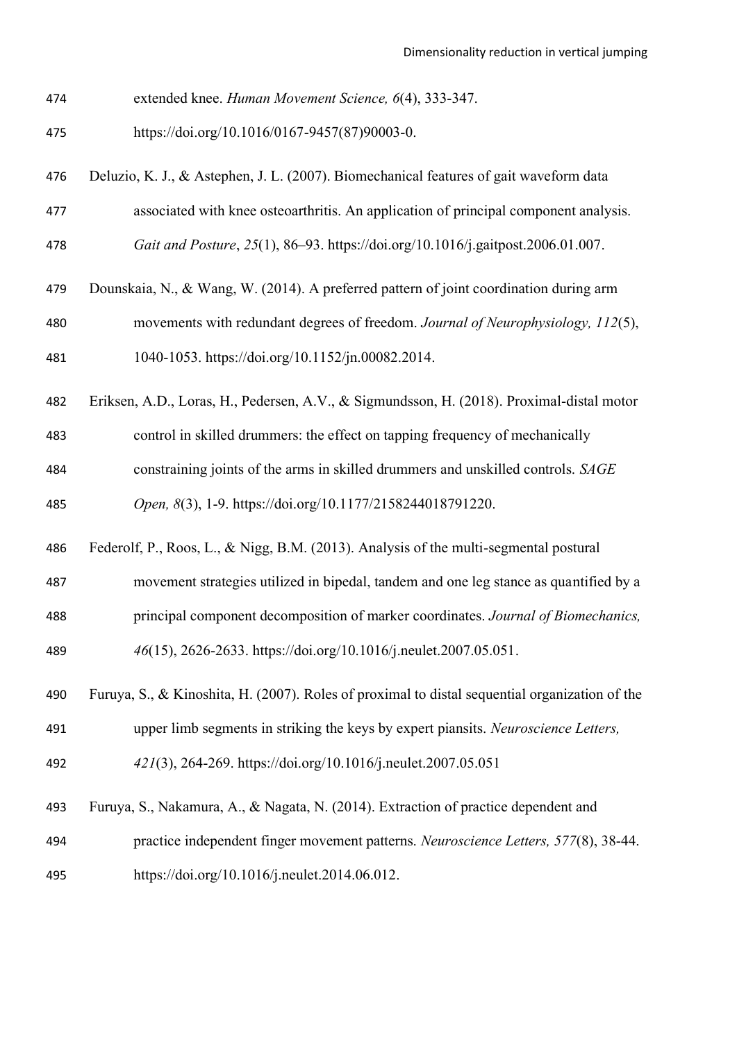extended knee. *Human Movement Science, 6*(4), 333-347. https://doi.org/10.1016/0167-9457(87)90003-0.

Deluzio, K. J., & Astephen, J. L. (2007). Biomechanical features of gait waveform data associated with knee osteoarthritis. An application of principal component analysis. *Gait and Posture*, *25*(1), 86–93. https://doi.org/10.1016/j.gaitpost.2006.01.007.

Dounskaia, N., & Wang, W. (2014). A preferred pattern of joint coordination during arm movements with redundant degrees of freedom. *Journal of Neurophysiology, 112*(5), 1040-1053. https://doi.org/10.1152/jn.00082.2014.

Eriksen, A.D., Loras, H., Pedersen, A.V., & Sigmundsson, H. (2018). Proximal-distal motor control in skilled drummers: the effect on tapping frequency of mechanically constraining joints of the arms in skilled drummers and unskilled controls. *SAGE Open, 8*(3), 1-9. https://doi.org/10.1177/2158244018791220.

Federolf, P., Roos, L., & Nigg, B.M. (2013). Analysis of the multi-segmental postural movement strategies utilized in bipedal, tandem and one leg stance as quantified by a principal component decomposition of marker coordinates. *Journal of Biomechanics, 46*(15), 2626-2633. https://doi.org/10.1016/j.neulet.2007.05.051.

Furuya, S., & Kinoshita, H. (2007). Roles of proximal to distal sequential organization of the upper limb segments in striking the keys by expert piansits. *Neuroscience Letters, 421*(3), 264-269. https://doi.org/10.1016/j.neulet.2007.05.051

Furuya, S., Nakamura, A., & Nagata, N. (2014). Extraction of practice dependent and practice independent finger movement patterns. *Neuroscience Letters, 577*(8), 38-44. https://doi.org/10.1016/j.neulet.2014.06.012.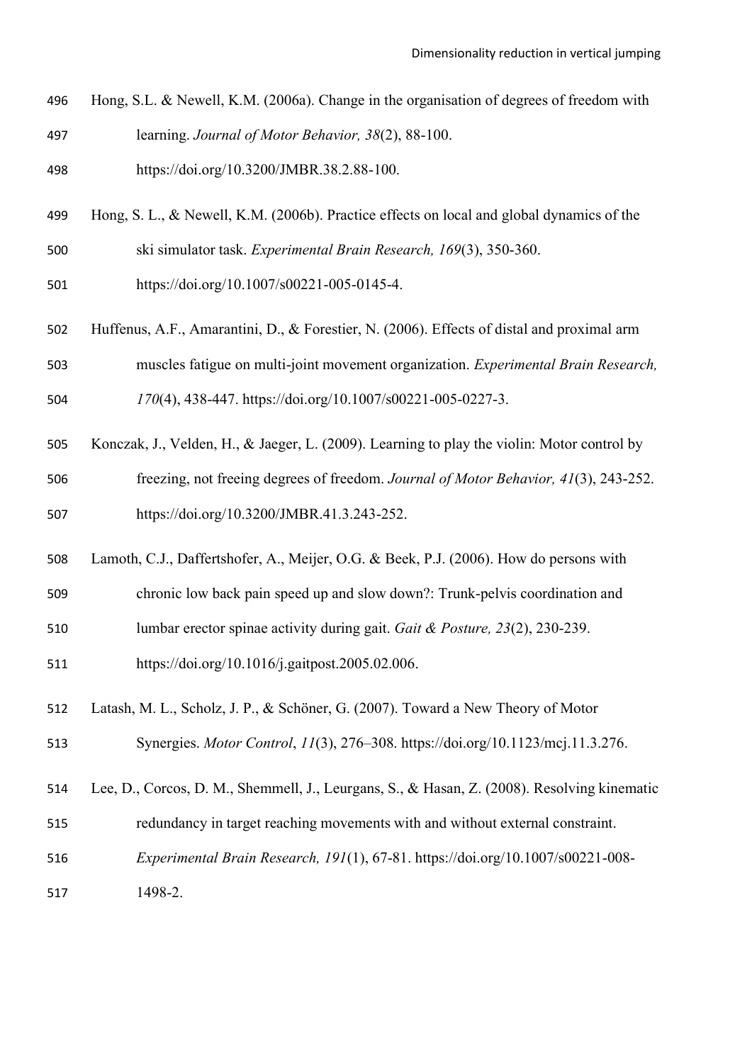Hong, S.L. & Newell, K.M. (2006a). Change in the organisation of degrees of freedom with learning. *Journal of Motor Behavior, 38*(2), 88-100. https://doi.org/10.3200/JMBR.38.2.88-100.

Hong, S. L., & Newell, K.M. (2006b). Practice effects on local and global dynamics of the ski simulator task. *Experimental Brain Research, 169*(3), 350-360. https://doi.org/10.1007/s00221-005-0145-4.

Huffenus, A.F., Amarantini, D., & Forestier, N. (2006). Effects of distal and proximal arm muscles fatigue on multi-joint movement organization. *Experimental Brain Research, 170*(4), 438-447. https://doi.org/10.1007/s00221-005-0227-3.

Konczak, J., Velden, H., & Jaeger, L. (2009). Learning to play the violin: Motor control by freezing, not freeing degrees of freedom. *Journal of Motor Behavior, 41*(3), 243-252. https://doi.org/10.3200/JMBR.41.3.243-252.

Lamoth, C.J., Daffertshofer, A., Meijer, O.G. & Beek, P.J. (2006). How do persons with chronic low back pain speed up and slow down?: Trunk-pelvis coordination and lumbar erector spinae activity during gait. *Gait & Posture, 23*(2), 230-239. https://doi.org/10.1016/j.gaitpost.2005.02.006.

Latash, M. L., Scholz, J. P., & Schöner, G. (2007). Toward a New Theory of Motor Synergies. *Motor Control*, *11*(3), 276–308. https://doi.org/10.1123/mcj.11.3.276.

Lee, D., Corcos, D. M., Shemmell, J., Leurgans, S., & Hasan, Z. (2008). Resolving kinematic redundancy in target reaching movements with and without external constraint. *Experimental Brain Research, 191*(1), 67-81. https://doi.org/10.1007/s00221-008-1498-2.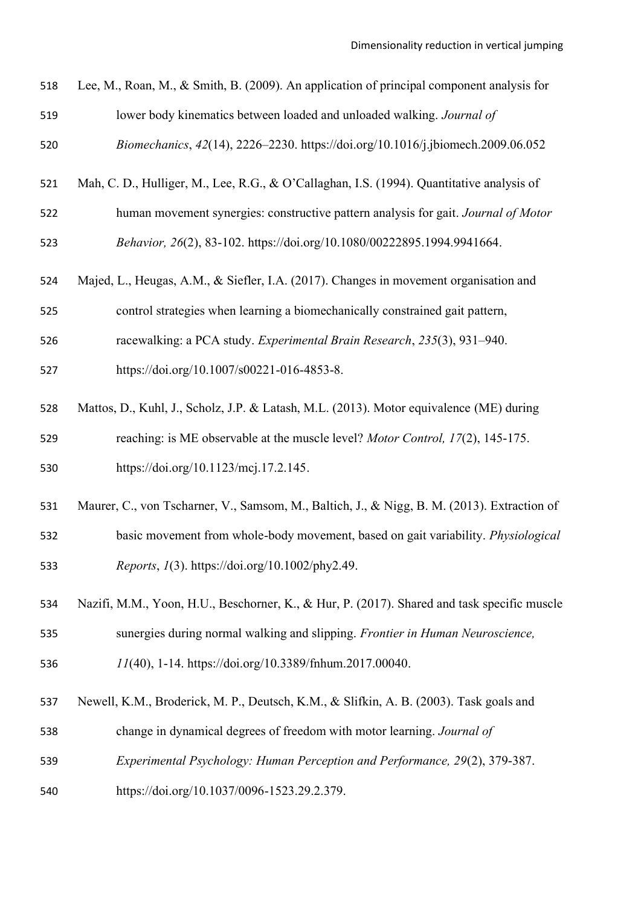Lee, M., Roan, M., & Smith, B. (2009). An application of principal component analysis for lower body kinematics between loaded and unloaded walking. *Journal of Biomechanics*, *42*(14), 2226–2230. https://doi.org/10.1016/j.jbiomech.2009.06.052

Mah, C. D., Hulliger, M., Lee, R.G., & O'Callaghan, I.S. (1994). Quantitative analysis of human movement synergies: constructive pattern analysis for gait. *Journal of Motor Behavior, 26*(2), 83-102. https://doi.org/10.1080/00222895.1994.9941664.

Majed, L., Heugas, A.M., & Siefler, I.A. (2017). Changes in movement organisation and control strategies when learning a biomechanically constrained gait pattern, racewalking: a PCA study. *Experimental Brain Research*, *235*(3), 931–940. https://doi.org/10.1007/s00221-016-4853-8.

Mattos, D., Kuhl, J., Scholz, J.P. & Latash, M.L. (2013). Motor equivalence (ME) during reaching: is ME observable at the muscle level? *Motor Control, 17*(2), 145-175. https://doi.org/10.1123/mcj.17.2.145.

Maurer, C., von Tscharner, V., Samsom, M., Baltich, J., & Nigg, B. M. (2013). Extraction of basic movement from whole-body movement, based on gait variability. *Physiological Reports*, *1*(3). https://doi.org/10.1002/phy2.49.

Nazifi, M.M., Yoon, H.U., Beschorner, K., & Hur, P. (2017). Shared and task specific muscle sunergies during normal walking and slipping. *Frontier in Human Neuroscience, 11*(40), 1-14. https://doi.org/10.3389/fnhum.2017.00040.

Newell, K.M., Broderick, M. P., Deutsch, K.M., & Slifkin, A. B. (2003). Task goals and change in dynamical degrees of freedom with motor learning. *Journal of Experimental Psychology: Human Perception and Performance, 29*(2), 379-387. https://doi.org/10.1037/0096-1523.29.2.379.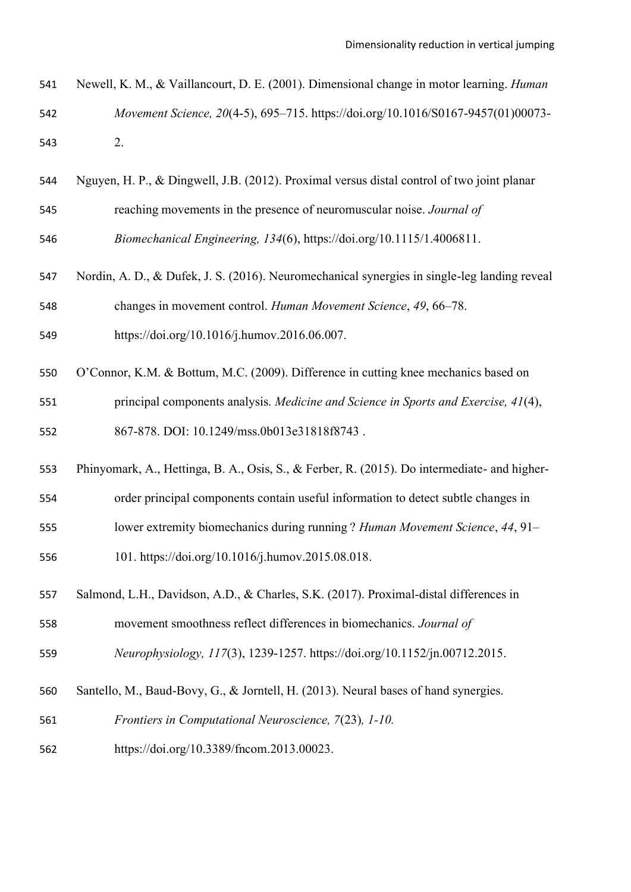Newell, K. M., & Vaillancourt, D. E. (2001). Dimensional change in motor learning. *Human Movement Science, 20*(4-5), 695–715. https://doi.org/10.1016/S0167-9457(01)00073-2.

Nguyen, H. P., & Dingwell, J.B. (2012). Proximal versus distal control of two joint planar reaching movements in the presence of neuromuscular noise. *Journal of Biomechanical Engineering, 134*(6), https://doi.org/10.1115/1.4006811.

Nordin, A. D., & Dufek, J. S. (2016). Neuromechanical synergies in single-leg landing reveal changes in movement control. *Human Movement Science*, *49*, 66–78. https://doi.org/10.1016/j.humov.2016.06.007.

O'Connor, K.M. & Bottum, M.C. (2009). Difference in cutting knee mechanics based on principal components analysis. *Medicine and Science in Sports and Exercise, 41*(4), 867-878. DOI: 10.1249/mss.0b013e31818f8743 .

Phinyomark, A., Hettinga, B. A., Osis, S., & Ferber, R. (2015). Do intermediate- and higher-order principal components contain useful information to detect subtle changes in lower extremity biomechanics during running ? *Human Movement Science*, *44*, 91–101. https://doi.org/10.1016/j.humov.2015.08.018.

Salmond, L.H., Davidson, A.D., & Charles, S.K. (2017). Proximal-distal differences in movement smoothness reflect differences in biomechanics. *Journal of Neurophysiology, 117*(3), 1239-1257. https://doi.org/10.1152/jn.00712.2015.

Santello, M., Baud-Bovy, G., & Jorntell, H. (2013). Neural bases of hand synergies. *Frontiers in Computational Neuroscience, 7*(23)*, 1-10.* https://doi.org/10.3389/fncom.2013.00023.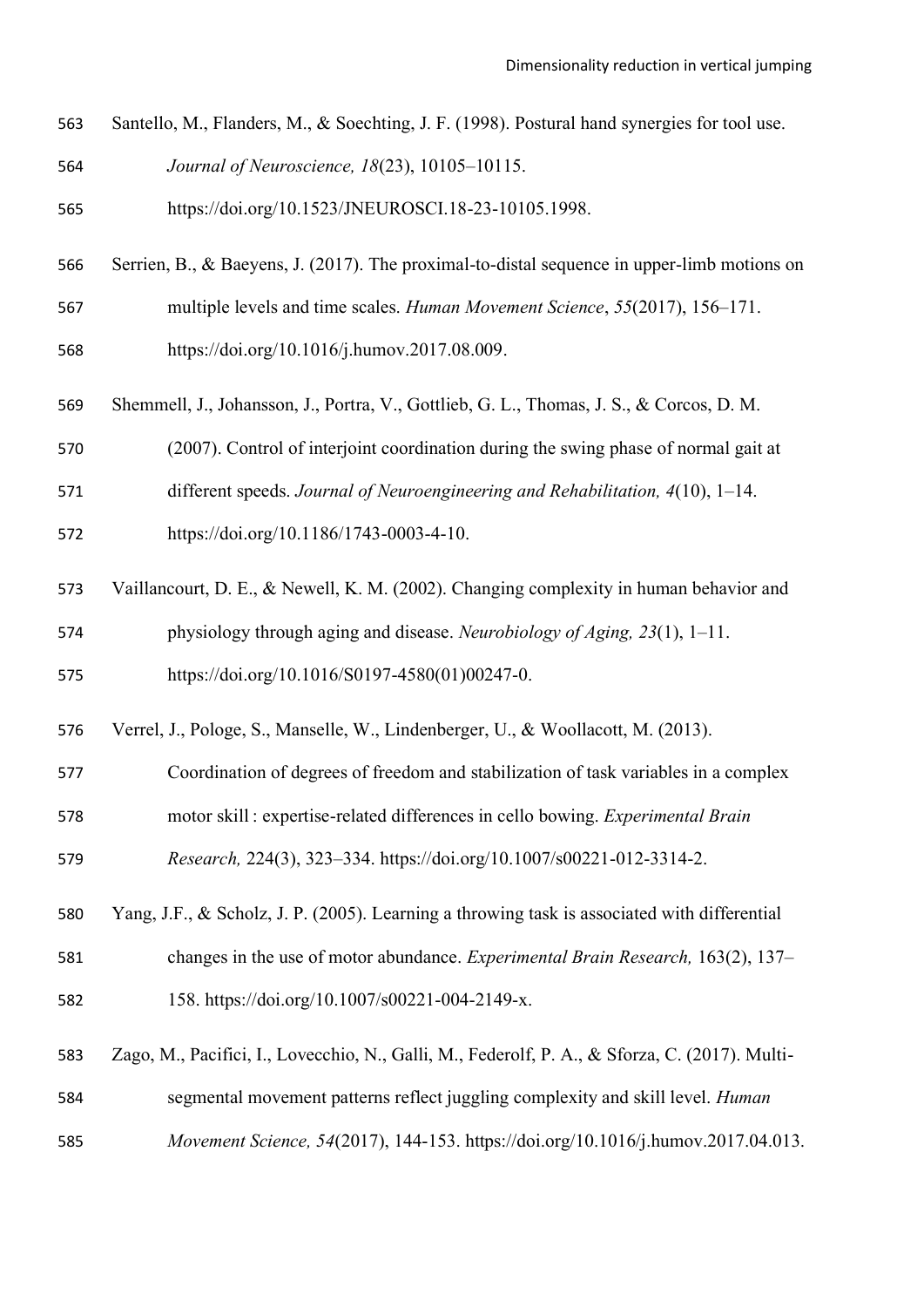Santello, M., Flanders, M., & Soechting, J. F. (1998). Postural hand synergies for tool use. *Journal of Neuroscience, 18*(23), 10105–10115. https://doi.org/10.1523/JNEUROSCI.18-23-10105.1998.

Serrien, B., & Baeyens, J. (2017). The proximal-to-distal sequence in upper-limb motions on multiple levels and time scales. *Human Movement Science*, *55*(2017), 156–171. https://doi.org/10.1016/j.humov.2017.08.009.

Shemmell, J., Johansson, J., Portra, V., Gottlieb, G. L., Thomas, J. S., & Corcos, D. M. (2007). Control of interjoint coordination during the swing phase of normal gait at different speeds. *Journal of Neuroengineering and Rehabilitation, 4*(10), 1–14. https://doi.org/10.1186/1743-0003-4-10.

Vaillancourt, D. E., & Newell, K. M. (2002). Changing complexity in human behavior and physiology through aging and disease. *Neurobiology of Aging, 23*(1), 1–11. https://doi.org/10.1016/S0197-4580(01)00247-0.

Verrel, J., Pologe, S., Manselle, W., Lindenberger, U., & Woollacott, M. (2013). Coordination of degrees of freedom and stabilization of task variables in a complex motor skill : expertise-related differences in cello bowing. *Experimental Brain Research,* 224(3), 323–334. https://doi.org/10.1007/s00221-012-3314-2.

Yang, J.F., & Scholz, J. P. (2005). Learning a throwing task is associated with differential changes in the use of motor abundance. *Experimental Brain Research,* 163(2), 137–158. https://doi.org/10.1007/s00221-004-2149-x.

Zago, M., Pacifici, I., Lovecchio, N., Galli, M., Federolf, P. A., & Sforza, C. (2017). Multi-segmental movement patterns reflect juggling complexity and skill level. *Human Movement Science, 54*(2017), 144-153. https://doi.org/10.1016/j.humov.2017.04.013.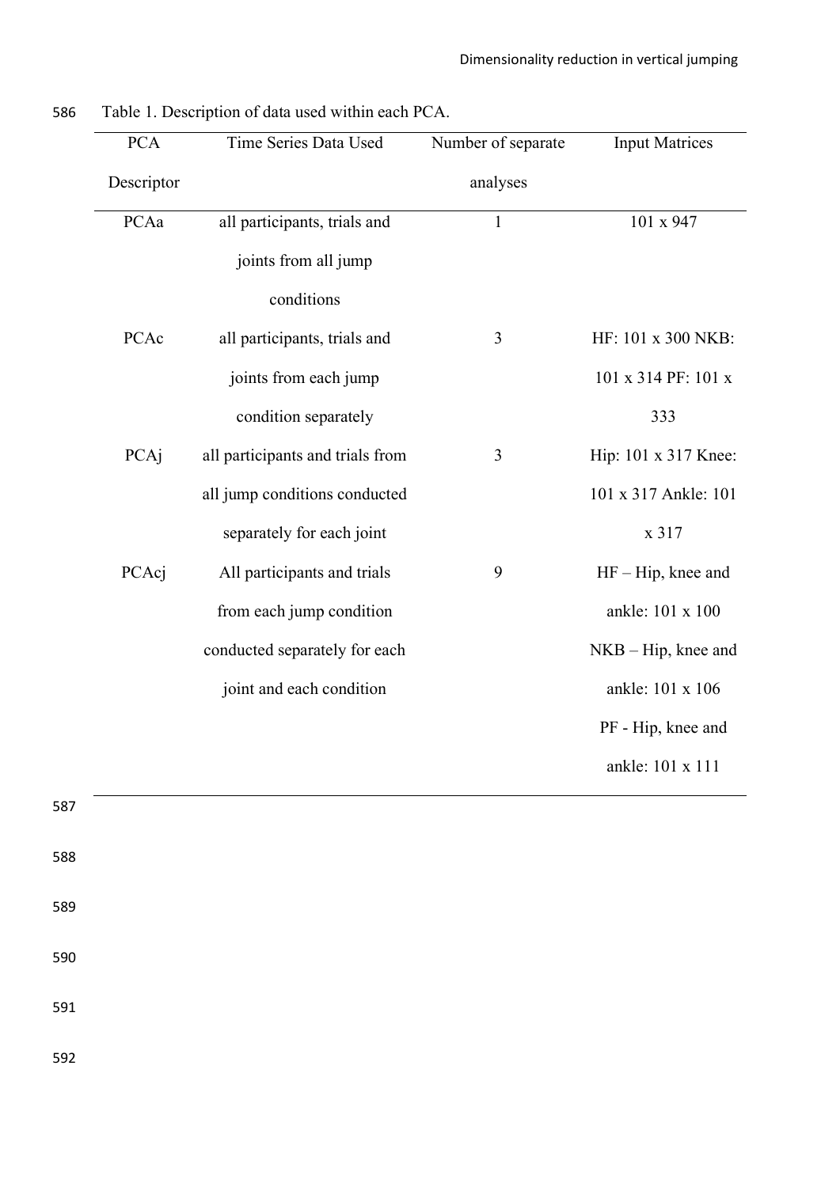Table 1. Description of data used within each PCA.

| PCA Descriptor | Time Series Data Used | Number of separate analyses | Input Matrices |
|---|---|---|---|
| PCAa | all participants, trials and joints from all jump conditions | 1 | 101 x 947 |
| PCAc | all participants, trials and joints from each jump condition separately | 3 | HF: 101 x 300 NKB: 101 x 314 PF: 101 x 333 |
| PCAj | all participants and trials from all jump conditions conducted separately for each joint | 3 | Hip: 101 x 317 Knee: 101 x 317 Ankle: 101 x 317 |
| PCAcj | All participants and trials from each jump condition conducted separately for each joint and each condition | 9 | HF – Hip, knee and ankle: 101 x 100 NKB – Hip, knee and ankle: 101 x 106 PF - Hip, knee and ankle: 101 x 111 |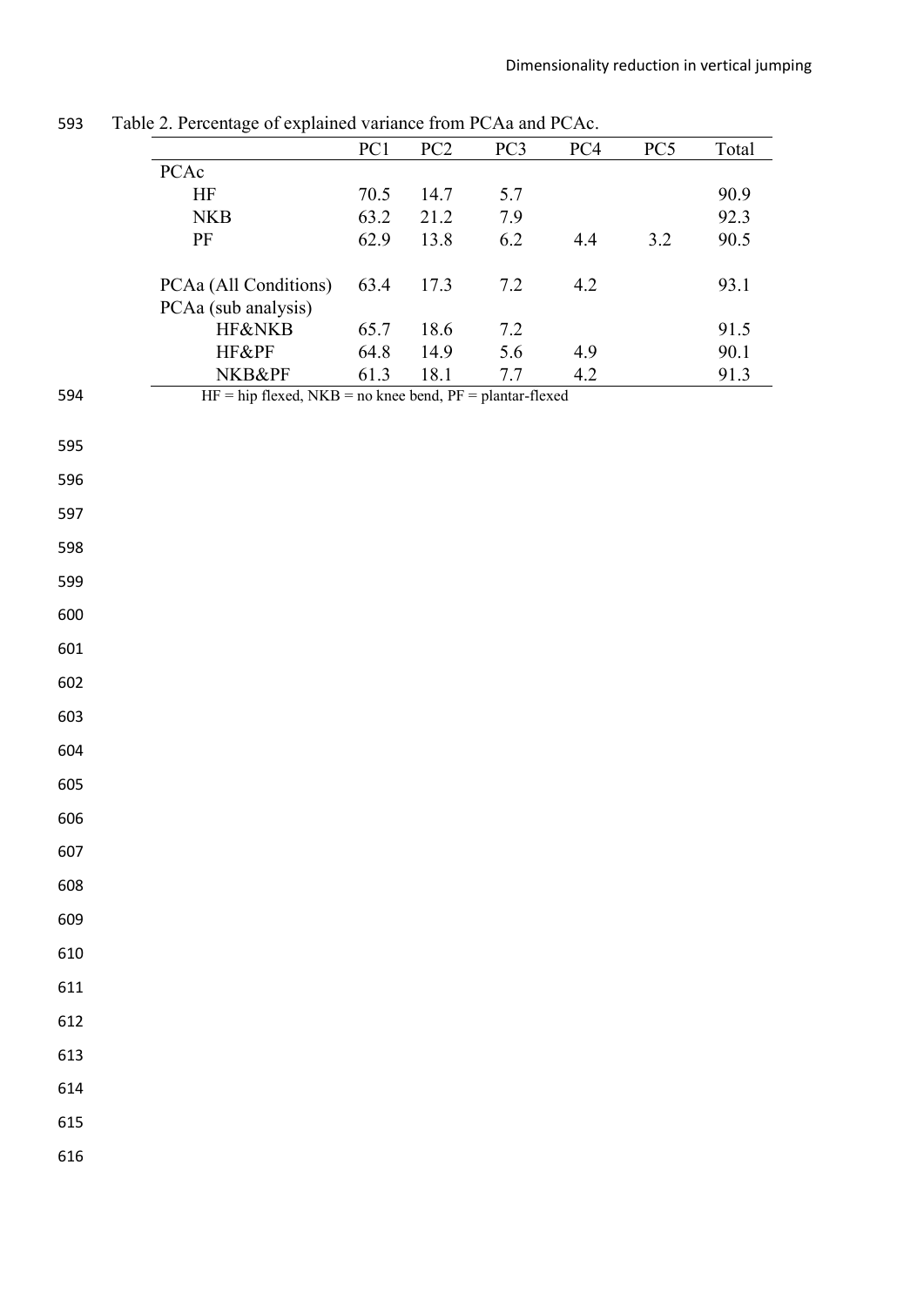Table 2. Percentage of explained variance from PCAa and PCAc.

| | PC1 | PC2 | PC3 | PC4 | PC5 | Total |
|---|---|---|---|---|---|---|
| PCAc | | | | | | |
| HF | 70.5 | 14.7 | 5.7 | | | 90.9 |
| NKB | 63.2 | 21.2 | 7.9 | | | 92.3 |
| PF | 62.9 | 13.8 | 6.2 | 4.4 | 3.2 | 90.5 |
| | | | | | | |
| PCAa (All Conditions) | 63.4 | 17.3 | 7.2 | 4.2 | | 93.1 |
| PCAa (sub analysis) | | | | | | |
| HF&NKB | 65.7 | 18.6 | 7.2 | | | 91.5 |
| HF&PF | 64.8 | 14.9 | 5.6 | 4.9 | | 90.1 |
| NKB&PF | 61.3 | 18.1 | 7.7 | 4.2 | | 91.3 |

HF = hip flexed, NKB = no knee bend, PF = plantar-flexed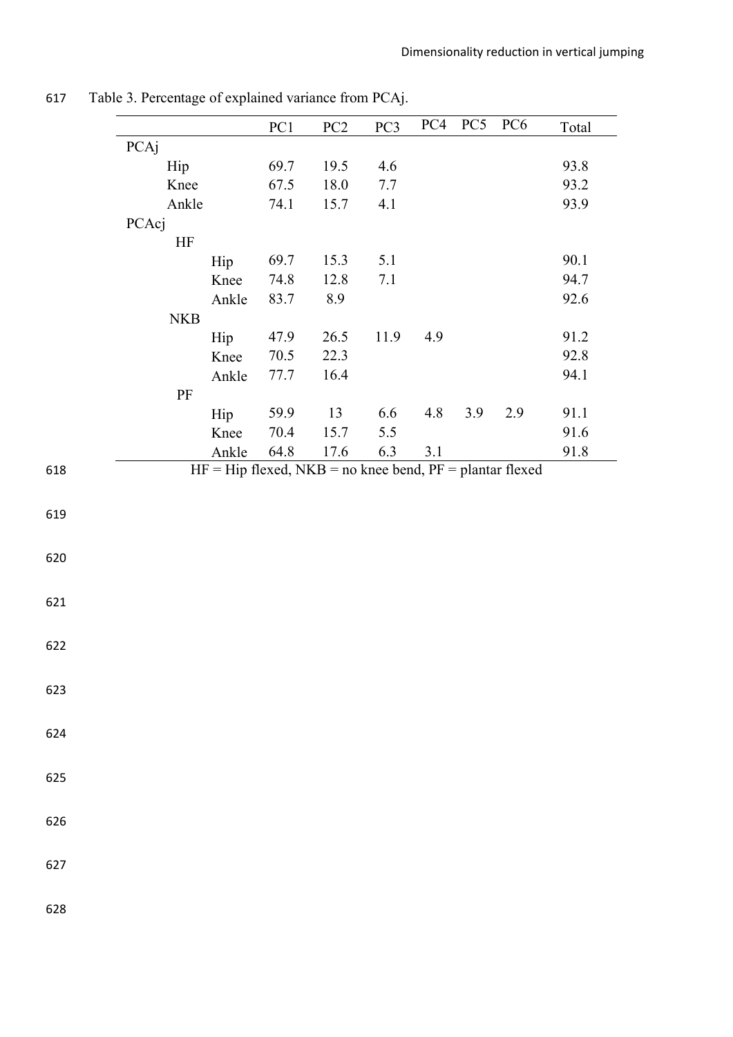Table 3. Percentage of explained variance from PCAj.

| | | | PC1 | PC2 | PC3 | PC4 | PC5 | PC6 | Total |
|---|---|---|---|---|---|---|---|---|---|
| PCAj | | | | | | | | | |
| | Hip | | 69.7 | 19.5 | 4.6 | | | | 93.8 |
| | Knee | | 67.5 | 18.0 | 7.7 | | | | 93.2 |
| | Ankle | | 74.1 | 15.7 | 4.1 | | | | 93.9 |
| PCAcj | | | | | | | | | |
| | HF | | | | | | | | |
| | | Hip | 69.7 | 15.3 | 5.1 | | | | 90.1 |
| | | Knee | 74.8 | 12.8 | 7.1 | | | | 94.7 |
| | | Ankle | 83.7 | 8.9 | | | | | 92.6 |
| | NKB | | | | | | | | |
| | | Hip | 47.9 | 26.5 | 11.9 | 4.9 | | | 91.2 |
| | | Knee | 70.5 | 22.3 | | | | | 92.8 |
| | | Ankle | 77.7 | 16.4 | | | | | 94.1 |
| | PF | | | | | | | | |
| | | Hip | 59.9 | 13 | 6.6 | 4.8 | 3.9 | 2.9 | 91.1 |
| | | Knee | 70.4 | 15.7 | 5.5 | | | | 91.6 |
| | | Ankle | 64.8 | 17.6 | 6.3 | 3.1 | | | 91.8 |

HF = Hip flexed, NKB = no knee bend, PF = plantar flexed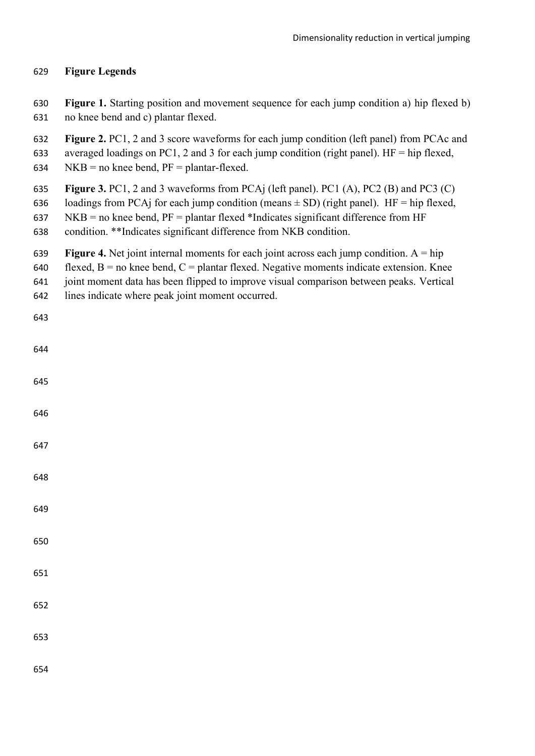## Figure Legends

**Figure 1.** Starting position and movement sequence for each jump condition a) hip flexed b) no knee bend and c) plantar flexed.

**Figure 2.** PC1, 2 and 3 score waveforms for each jump condition (left panel) from PCAc and averaged loadings on PC1, 2 and 3 for each jump condition (right panel). HF = hip flexed, NKB = no knee bend, PF = plantar-flexed.

**Figure 3.** PC1, 2 and 3 waveforms from PCAj (left panel). PC1 (A), PC2 (B) and PC3 (C) loadings from PCAj for each jump condition (means ± SD) (right panel). HF = hip flexed, NKB = no knee bend, PF = plantar flexed *Indicates significant difference from HF condition. **Indicates significant difference from NKB condition.

**Figure 4.** Net joint internal moments for each joint across each jump condition. A = hip flexed, B = no knee bend, C = plantar flexed. Negative moments indicate extension. Knee joint moment data has been flipped to improve visual comparison between peaks. Vertical lines indicate where peak joint moment occurred.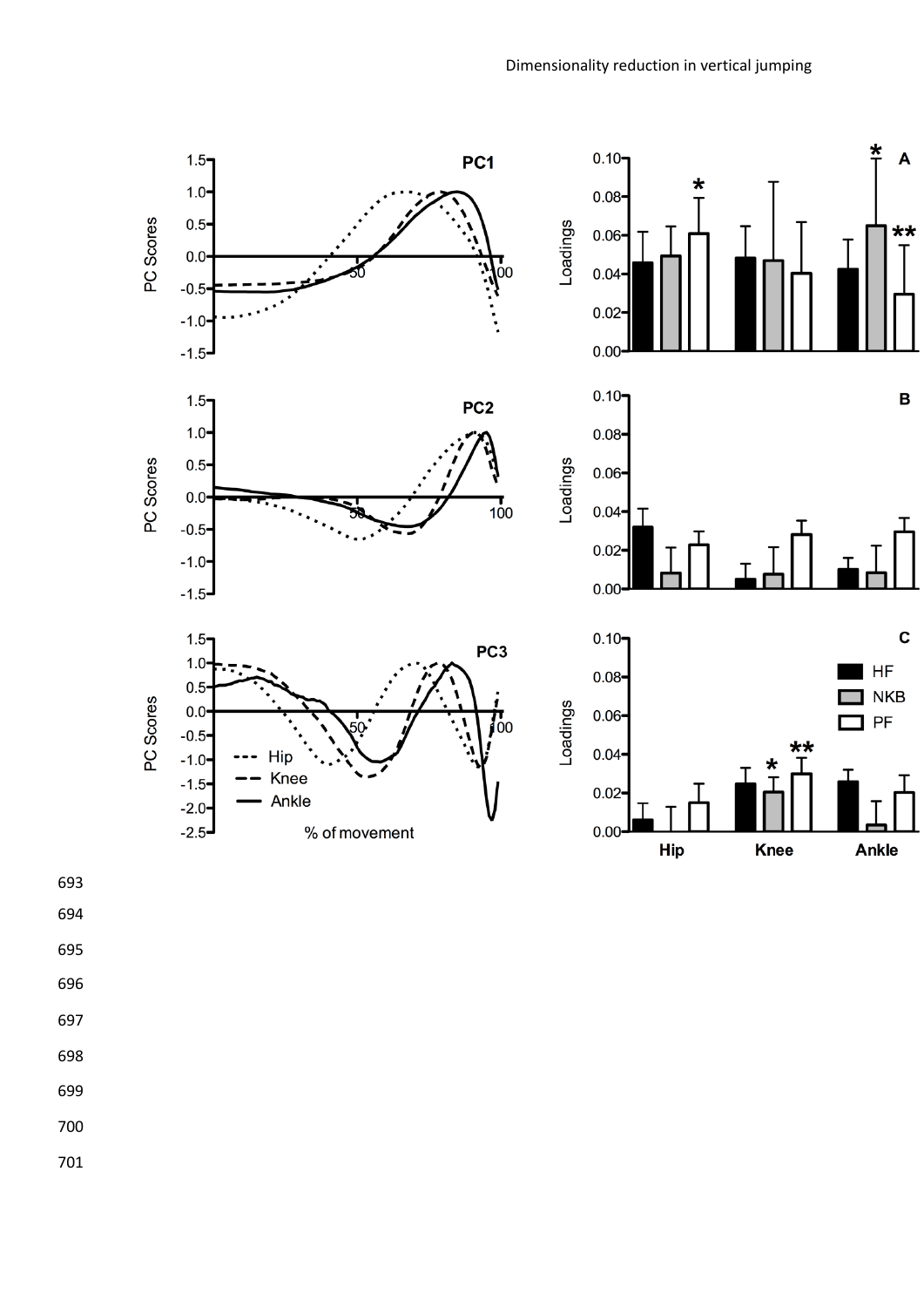PC1

PC2

PC3

PC Scores

% of movement

- - - Hip
— — Knee
—— Ankle

A

B

C

Loadings

HF
NKB
PF

Hip Knee Ankle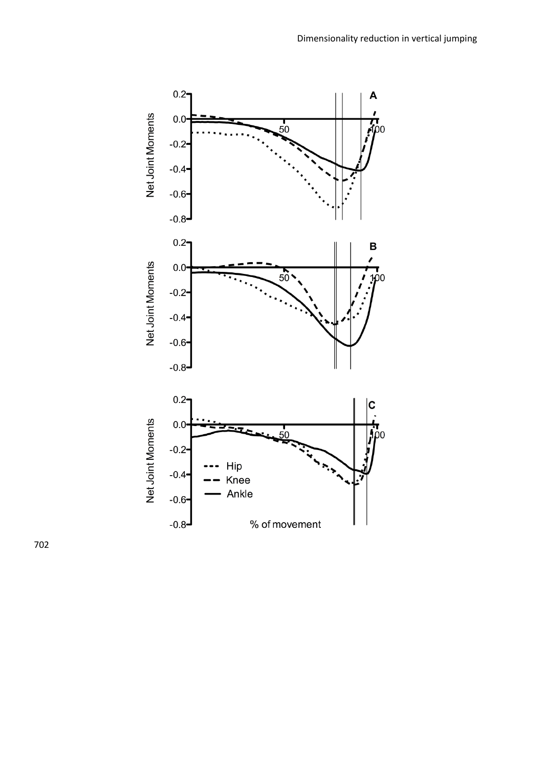A

Net Joint Moments

0.2
0.0
-0.2
-0.4
-0.6
-0.8

50

100

B

Net Joint Moments

0.2
0.0
-0.2
-0.4
-0.6
-0.8

50

100

C

Net Joint Moments

0.2
0.0
-0.2
-0.4
-0.6
-0.8

50

100

Hip
Knee
Ankle

% of movement

702